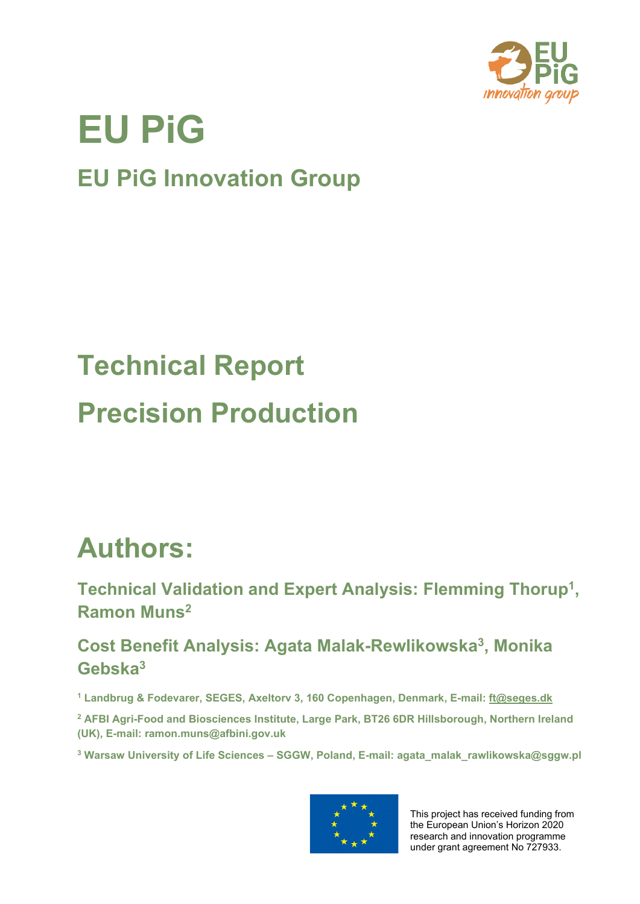# EU PiG

## EU PiG Innovation Group

# Technical Report

# Precision Production

# Authors:

### Technical Validation and Expert Analysis: Flemming Thorup[1], Ramon Muns[2]

### Cost Benefit Analysis: Agata Malak-Rewlikowska[3], Monika Gebska[3]

**[1] Landbrug & Fodevarer, SEGES, Axeltorv 3, 160 Copenhagen, Denmark, E-mail: ft@seges.dk**

**[2] AFBI Agri-Food and Biosciences Institute, Large Park, BT26 6DR Hillsborough, Northern Ireland (UK), E-mail: ramon.muns@afbini.gov.uk**

**[3] Warsaw University of Life Sciences – SGGW, Poland, E-mail: agata_malak_rawlikowska@sggw.pl**

This project has received funding from the European Union's Horizon 2020 research and innovation programme under grant agreement No 727933.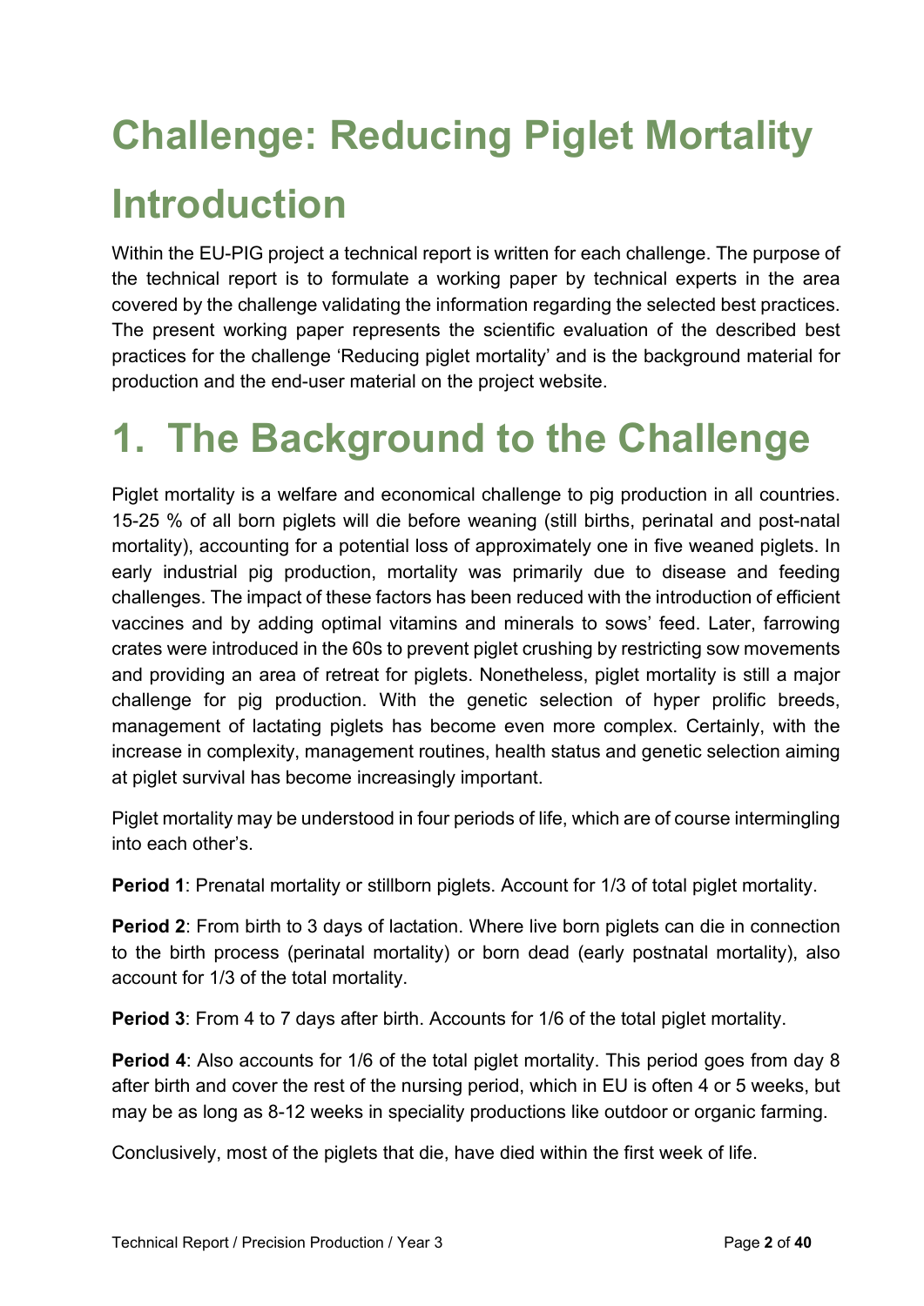# Challenge: Reducing Piglet Mortality

# Introduction

Within the EU-PIG project a technical report is written for each challenge. The purpose of the technical report is to formulate a working paper by technical experts in the area covered by the challenge validating the information regarding the selected best practices. The present working paper represents the scientific evaluation of the described best practices for the challenge 'Reducing piglet mortality' and is the background material for production and the end-user material on the project website.

# 1. The Background to the Challenge

Piglet mortality is a welfare and economical challenge to pig production in all countries. 15-25 % of all born piglets will die before weaning (still births, perinatal and post-natal mortality), accounting for a potential loss of approximately one in five weaned piglets. In early industrial pig production, mortality was primarily due to disease and feeding challenges. The impact of these factors has been reduced with the introduction of efficient vaccines and by adding optimal vitamins and minerals to sows' feed. Later, farrowing crates were introduced in the 60s to prevent piglet crushing by restricting sow movements and providing an area of retreat for piglets. Nonetheless, piglet mortality is still a major challenge for pig production. With the genetic selection of hyper prolific breeds, management of lactating piglets has become even more complex. Certainly, with the increase in complexity, management routines, health status and genetic selection aiming at piglet survival has become increasingly important.

Piglet mortality may be understood in four periods of life, which are of course intermingling into each other's.

**Period 1**: Prenatal mortality or stillborn piglets. Account for 1/3 of total piglet mortality.

**Period 2**: From birth to 3 days of lactation. Where live born piglets can die in connection to the birth process (perinatal mortality) or born dead (early postnatal mortality), also account for 1/3 of the total mortality.

**Period 3**: From 4 to 7 days after birth. Accounts for 1/6 of the total piglet mortality.

**Period 4**: Also accounts for 1/6 of the total piglet mortality. This period goes from day 8 after birth and cover the rest of the nursing period, which in EU is often 4 or 5 weeks, but may be as long as 8-12 weeks in speciality productions like outdoor or organic farming.

Conclusively, most of the piglets that die, have died within the first week of life.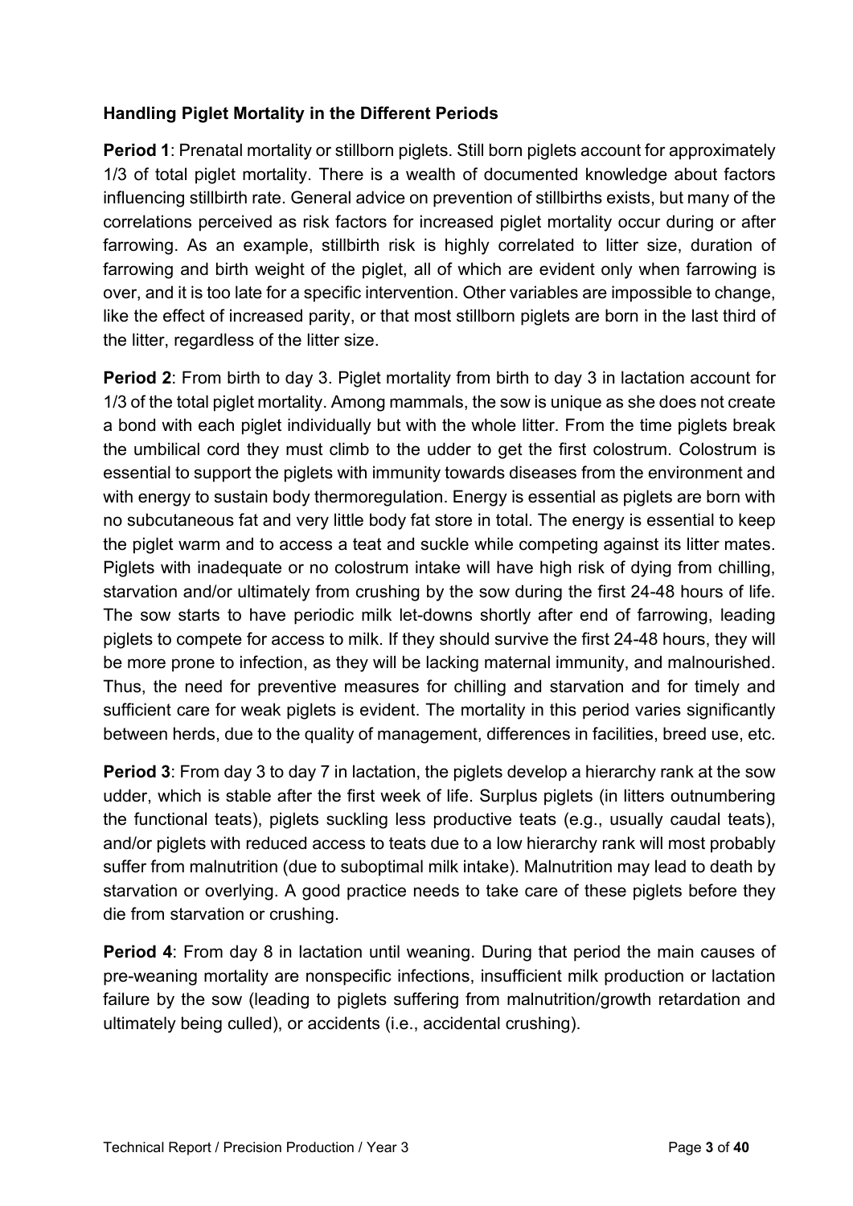### Handling Piglet Mortality in the Different Periods

**Period 1**: Prenatal mortality or stillborn piglets. Still born piglets account for approximately 1/3 of total piglet mortality. There is a wealth of documented knowledge about factors influencing stillbirth rate. General advice on prevention of stillbirths exists, but many of the correlations perceived as risk factors for increased piglet mortality occur during or after farrowing. As an example, stillbirth risk is highly correlated to litter size, duration of farrowing and birth weight of the piglet, all of which are evident only when farrowing is over, and it is too late for a specific intervention. Other variables are impossible to change, like the effect of increased parity, or that most stillborn piglets are born in the last third of the litter, regardless of the litter size.

**Period 2**: From birth to day 3. Piglet mortality from birth to day 3 in lactation account for 1/3 of the total piglet mortality. Among mammals, the sow is unique as she does not create a bond with each piglet individually but with the whole litter. From the time piglets break the umbilical cord they must climb to the udder to get the first colostrum. Colostrum is essential to support the piglets with immunity towards diseases from the environment and with energy to sustain body thermoregulation. Energy is essential as piglets are born with no subcutaneous fat and very little body fat store in total. The energy is essential to keep the piglet warm and to access a teat and suckle while competing against its litter mates. Piglets with inadequate or no colostrum intake will have high risk of dying from chilling, starvation and/or ultimately from crushing by the sow during the first 24-48 hours of life. The sow starts to have periodic milk let-downs shortly after end of farrowing, leading piglets to compete for access to milk. If they should survive the first 24-48 hours, they will be more prone to infection, as they will be lacking maternal immunity, and malnourished. Thus, the need for preventive measures for chilling and starvation and for timely and sufficient care for weak piglets is evident. The mortality in this period varies significantly between herds, due to the quality of management, differences in facilities, breed use, etc.

**Period 3**: From day 3 to day 7 in lactation, the piglets develop a hierarchy rank at the sow udder, which is stable after the first week of life. Surplus piglets (in litters outnumbering the functional teats), piglets suckling less productive teats (e.g., usually caudal teats), and/or piglets with reduced access to teats due to a low hierarchy rank will most probably suffer from malnutrition (due to suboptimal milk intake). Malnutrition may lead to death by starvation or overlying. A good practice needs to take care of these piglets before they die from starvation or crushing.

**Period 4**: From day 8 in lactation until weaning. During that period the main causes of pre-weaning mortality are nonspecific infections, insufficient milk production or lactation failure by the sow (leading to piglets suffering from malnutrition/growth retardation and ultimately being culled), or accidents (i.e., accidental crushing).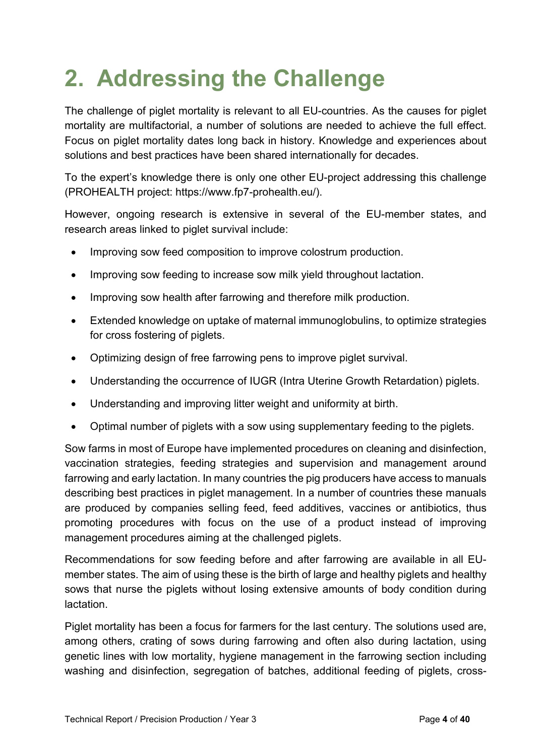# 2. Addressing the Challenge

The challenge of piglet mortality is relevant to all EU-countries. As the causes for piglet mortality are multifactorial, a number of solutions are needed to achieve the full effect. Focus on piglet mortality dates long back in history. Knowledge and experiences about solutions and best practices have been shared internationally for decades.

To the expert's knowledge there is only one other EU-project addressing this challenge (PROHEALTH project: https://www.fp7-prohealth.eu/).

However, ongoing research is extensive in several of the EU-member states, and research areas linked to piglet survival include:

- Improving sow feed composition to improve colostrum production.
- Improving sow feeding to increase sow milk yield throughout lactation.
- Improving sow health after farrowing and therefore milk production.
- Extended knowledge on uptake of maternal immunoglobulins, to optimize strategies for cross fostering of piglets.
- Optimizing design of free farrowing pens to improve piglet survival.
- Understanding the occurrence of IUGR (Intra Uterine Growth Retardation) piglets.
- Understanding and improving litter weight and uniformity at birth.
- Optimal number of piglets with a sow using supplementary feeding to the piglets.

Sow farms in most of Europe have implemented procedures on cleaning and disinfection, vaccination strategies, feeding strategies and supervision and management around farrowing and early lactation. In many countries the pig producers have access to manuals describing best practices in piglet management. In a number of countries these manuals are produced by companies selling feed, feed additives, vaccines or antibiotics, thus promoting procedures with focus on the use of a product instead of improving management procedures aiming at the challenged piglets.

Recommendations for sow feeding before and after farrowing are available in all EU-member states. The aim of using these is the birth of large and healthy piglets and healthy sows that nurse the piglets without losing extensive amounts of body condition during lactation.

Piglet mortality has been a focus for farmers for the last century. The solutions used are, among others, crating of sows during farrowing and often also during lactation, using genetic lines with low mortality, hygiene management in the farrowing section including washing and disinfection, segregation of batches, additional feeding of piglets, cross-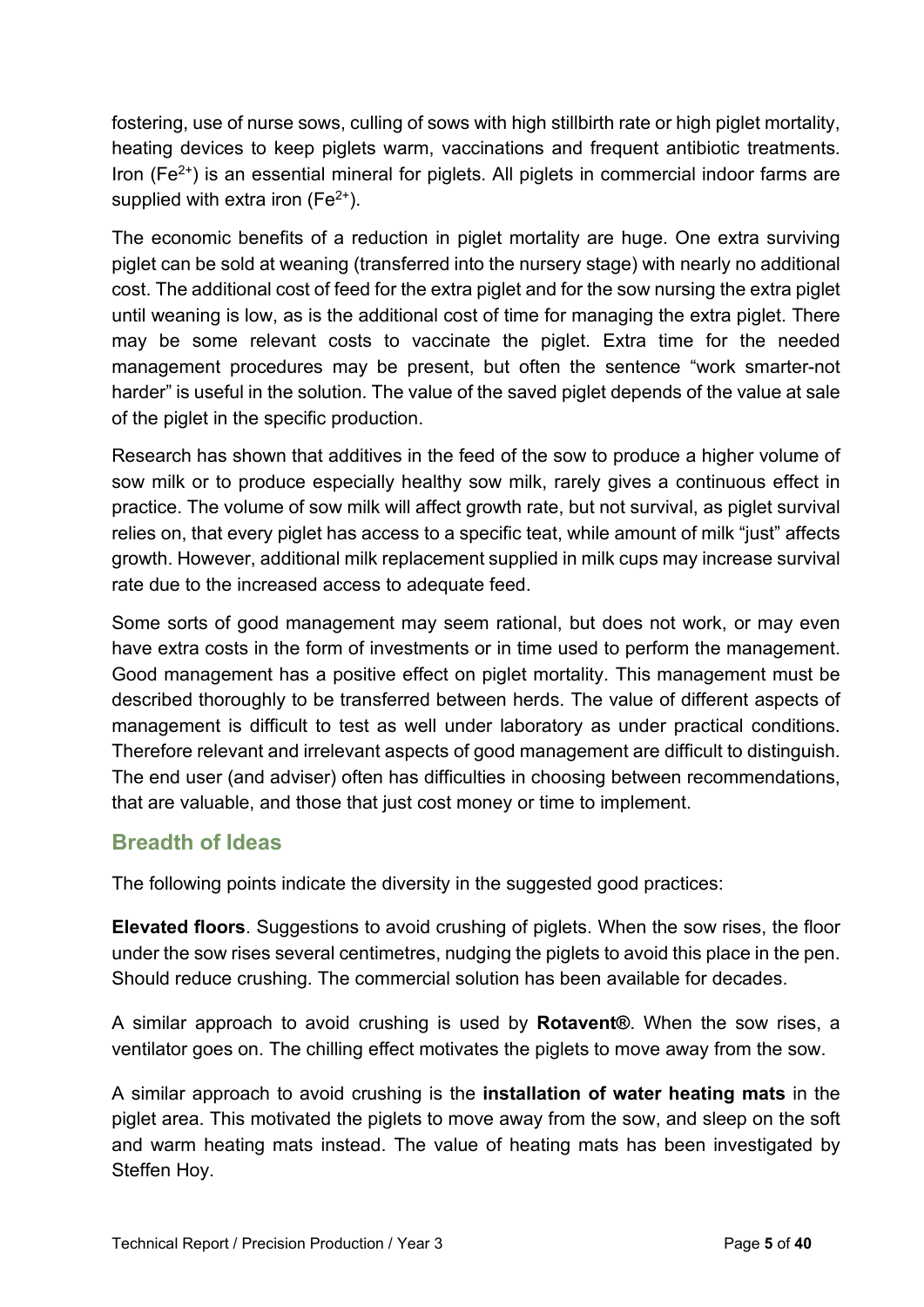fostering, use of nurse sows, culling of sows with high stillbirth rate or high piglet mortality, heating devices to keep piglets warm, vaccinations and frequent antibiotic treatments. Iron ($Fe^{2+}$) is an essential mineral for piglets. All piglets in commercial indoor farms are supplied with extra iron ($Fe^{2+}$).

The economic benefits of a reduction in piglet mortality are huge. One extra surviving piglet can be sold at weaning (transferred into the nursery stage) with nearly no additional cost. The additional cost of feed for the extra piglet and for the sow nursing the extra piglet until weaning is low, as is the additional cost of time for managing the extra piglet. There may be some relevant costs to vaccinate the piglet. Extra time for the needed management procedures may be present, but often the sentence "work smarter-not harder" is useful in the solution. The value of the saved piglet depends of the value at sale of the piglet in the specific production.

Research has shown that additives in the feed of the sow to produce a higher volume of sow milk or to produce especially healthy sow milk, rarely gives a continuous effect in practice. The volume of sow milk will affect growth rate, but not survival, as piglet survival relies on, that every piglet has access to a specific teat, while amount of milk "just" affects growth. However, additional milk replacement supplied in milk cups may increase survival rate due to the increased access to adequate feed.

Some sorts of good management may seem rational, but does not work, or may even have extra costs in the form of investments or in time used to perform the management. Good management has a positive effect on piglet mortality. This management must be described thoroughly to be transferred between herds. The value of different aspects of management is difficult to test as well under laboratory as under practical conditions. Therefore relevant and irrelevant aspects of good management are difficult to distinguish. The end user (and adviser) often has difficulties in choosing between recommendations, that are valuable, and those that just cost money or time to implement.

## Breadth of Ideas

The following points indicate the diversity in the suggested good practices:

**Elevated floors**. Suggestions to avoid crushing of piglets. When the sow rises, the floor under the sow rises several centimetres, nudging the piglets to avoid this place in the pen. Should reduce crushing. The commercial solution has been available for decades.

A similar approach to avoid crushing is used by **Rotavent®**. When the sow rises, a ventilator goes on. The chilling effect motivates the piglets to move away from the sow.

A similar approach to avoid crushing is the **installation of water heating mats** in the piglet area. This motivated the piglets to move away from the sow, and sleep on the soft and warm heating mats instead. The value of heating mats has been investigated by Steffen Hoy.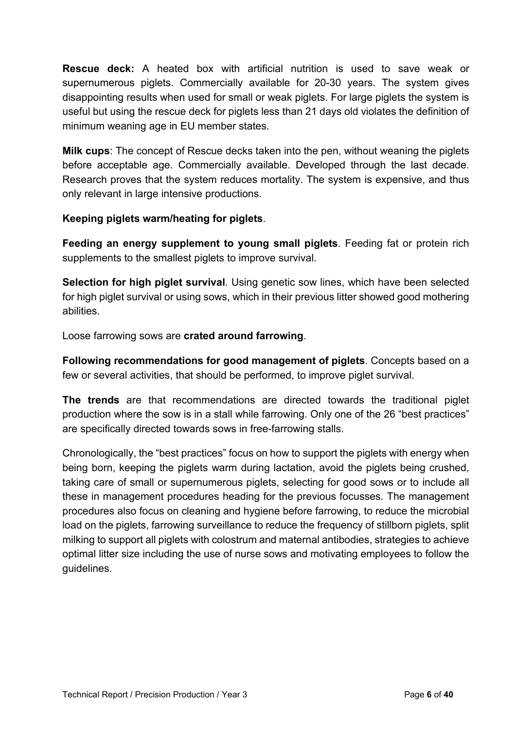**Rescue deck:** A heated box with artificial nutrition is used to save weak or supernumerous piglets. Commercially available for 20-30 years. The system gives disappointing results when used for small or weak piglets. For large piglets the system is useful but using the rescue deck for piglets less than 21 days old violates the definition of minimum weaning age in EU member states.

**Milk cups**: The concept of Rescue decks taken into the pen, without weaning the piglets before acceptable age. Commercially available. Developed through the last decade. Research proves that the system reduces mortality. The system is expensive, and thus only relevant in large intensive productions.

**Keeping piglets warm/heating for piglets**.

**Feeding an energy supplement to young small piglets**. Feeding fat or protein rich supplements to the smallest piglets to improve survival.

**Selection for high piglet survival**. Using genetic sow lines, which have been selected for high piglet survival or using sows, which in their previous litter showed good mothering abilities.

Loose farrowing sows are **crated around farrowing**.

**Following recommendations for good management of piglets**. Concepts based on a few or several activities, that should be performed, to improve piglet survival.

**The trends** are that recommendations are directed towards the traditional piglet production where the sow is in a stall while farrowing. Only one of the 26 "best practices" are specifically directed towards sows in free-farrowing stalls.

Chronologically, the "best practices" focus on how to support the piglets with energy when being born, keeping the piglets warm during lactation, avoid the piglets being crushed, taking care of small or supernumerous piglets, selecting for good sows or to include all these in management procedures heading for the previous focusses. The management procedures also focus on cleaning and hygiene before farrowing, to reduce the microbial load on the piglets, farrowing surveillance to reduce the frequency of stillborn piglets, split milking to support all piglets with colostrum and maternal antibodies, strategies to achieve optimal litter size including the use of nurse sows and motivating employees to follow the guidelines.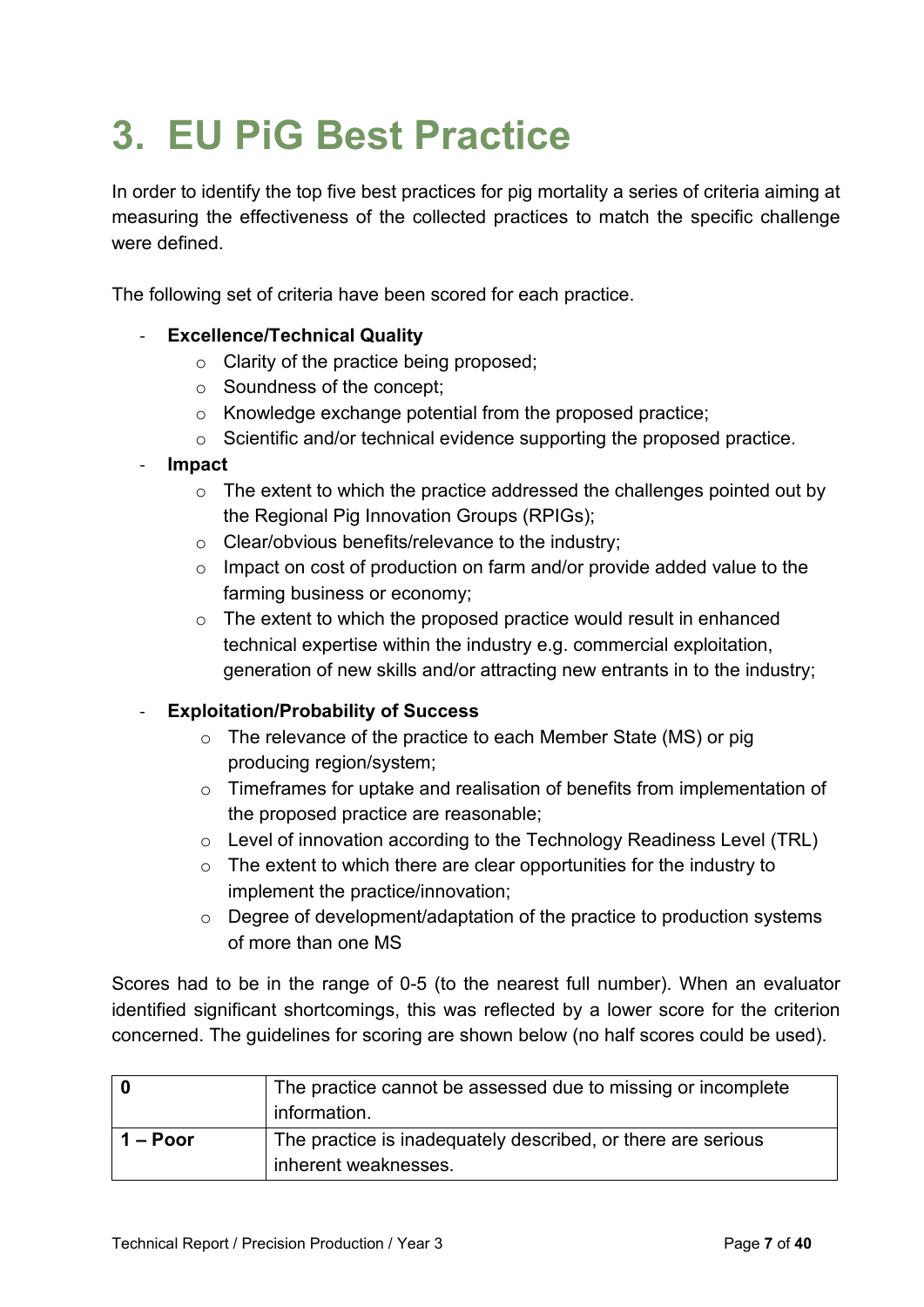# 3. EU PiG Best Practice

In order to identify the top five best practices for pig mortality a series of criteria aiming at measuring the effectiveness of the collected practices to match the specific challenge were defined.

The following set of criteria have been scored for each practice.

- **Excellence/Technical Quality**
  - Clarity of the practice being proposed;
  - Soundness of the concept;
  - Knowledge exchange potential from the proposed practice;
  - Scientific and/or technical evidence supporting the proposed practice.
- **Impact**
  - The extent to which the practice addressed the challenges pointed out by the Regional Pig Innovation Groups (RPIGs);
  - Clear/obvious benefits/relevance to the industry;
  - Impact on cost of production on farm and/or provide added value to the farming business or economy;
  - The extent to which the proposed practice would result in enhanced technical expertise within the industry e.g. commercial exploitation, generation of new skills and/or attracting new entrants in to the industry;
- **Exploitation/Probability of Success**
  - The relevance of the practice to each Member State (MS) or pig producing region/system;
  - Timeframes for uptake and realisation of benefits from implementation of the proposed practice are reasonable;
  - Level of innovation according to the Technology Readiness Level (TRL)
  - The extent to which there are clear opportunities for the industry to implement the practice/innovation;
  - Degree of development/adaptation of the practice to production systems of more than one MS

Scores had to be in the range of 0-5 (to the nearest full number). When an evaluator identified significant shortcomings, this was reflected by a lower score for the criterion concerned. The guidelines for scoring are shown below (no half scores could be used).

| **0** | The practice cannot be assessed due to missing or incomplete information. |
|---|---|
| **1 – Poor** | The practice is inadequately described, or there are serious inherent weaknesses. |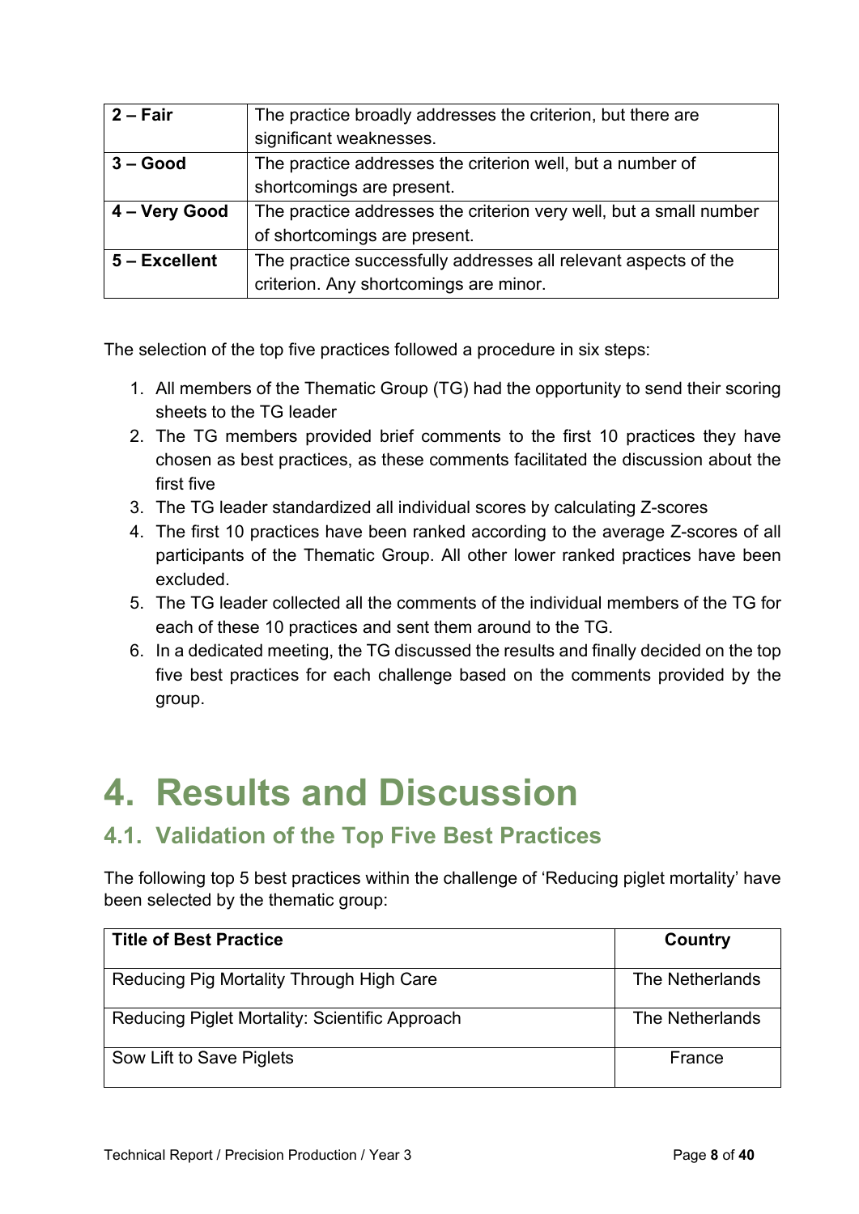| | |
|---|---|
| **2 – Fair** | The practice broadly addresses the criterion, but there are significant weaknesses. |
| **3 – Good** | The practice addresses the criterion well, but a number of shortcomings are present. |
| **4 – Very Good** | The practice addresses the criterion very well, but a small number of shortcomings are present. |
| **5 – Excellent** | The practice successfully addresses all relevant aspects of the criterion. Any shortcomings are minor. |

The selection of the top five practices followed a procedure in six steps:

1. All members of the Thematic Group (TG) had the opportunity to send their scoring sheets to the TG leader
2. The TG members provided brief comments to the first 10 practices they have chosen as best practices, as these comments facilitated the discussion about the first five
3. The TG leader standardized all individual scores by calculating Z-scores
4. The first 10 practices have been ranked according to the average Z-scores of all participants of the Thematic Group. All other lower ranked practices have been excluded.
5. The TG leader collected all the comments of the individual members of the TG for each of these 10 practices and sent them around to the TG.
6. In a dedicated meeting, the TG discussed the results and finally decided on the top five best practices for each challenge based on the comments provided by the group.

# 4. Results and Discussion

## 4.1. Validation of the Top Five Best Practices

The following top 5 best practices within the challenge of 'Reducing piglet mortality' have been selected by the thematic group:

| Title of Best Practice | Country |
|---|---|
| Reducing Pig Mortality Through High Care | The Netherlands |
| Reducing Piglet Mortality: Scientific Approach | The Netherlands |
| Sow Lift to Save Piglets | France |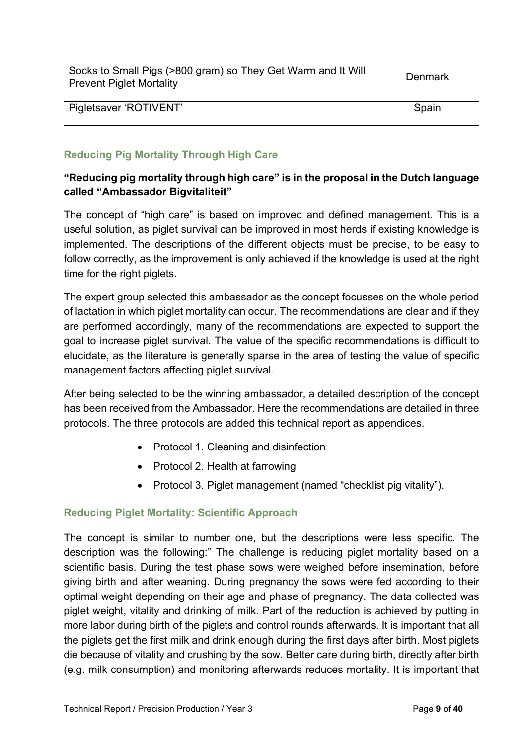| Socks to Small Pigs (>800 gram) so They Get Warm and It Will Prevent Piglet Mortality | Denmark |
| --- | --- |
| Pigletsaver 'ROTIVENT' | Spain |

### Reducing Pig Mortality Through High Care

**"Reducing pig mortality through high care" is in the proposal in the Dutch language called "Ambassador Bigvitaliteit"**

The concept of "high care" is based on improved and defined management. This is a useful solution, as piglet survival can be improved in most herds if existing knowledge is implemented. The descriptions of the different objects must be precise, to be easy to follow correctly, as the improvement is only achieved if the knowledge is used at the right time for the right piglets.

The expert group selected this ambassador as the concept focusses on the whole period of lactation in which piglet mortality can occur. The recommendations are clear and if they are performed accordingly, many of the recommendations are expected to support the goal to increase piglet survival. The value of the specific recommendations is difficult to elucidate, as the literature is generally sparse in the area of testing the value of specific management factors affecting piglet survival.

After being selected to be the winning ambassador, a detailed description of the concept has been received from the Ambassador. Here the recommendations are detailed in three protocols. The three protocols are added this technical report as appendices.

- Protocol 1. Cleaning and disinfection
- Protocol 2. Health at farrowing
- Protocol 3. Piglet management (named "checklist pig vitality").

### Reducing Piglet Mortality: Scientific Approach

The concept is similar to number one, but the descriptions were less specific. The description was the following:" The challenge is reducing piglet mortality based on a scientific basis. During the test phase sows were weighed before insemination, before giving birth and after weaning. During pregnancy the sows were fed according to their optimal weight depending on their age and phase of pregnancy. The data collected was piglet weight, vitality and drinking of milk. Part of the reduction is achieved by putting in more labor during birth of the piglets and control rounds afterwards. It is important that all the piglets get the first milk and drink enough during the first days after birth. Most piglets die because of vitality and crushing by the sow. Better care during birth, directly after birth (e.g. milk consumption) and monitoring afterwards reduces mortality. It is important that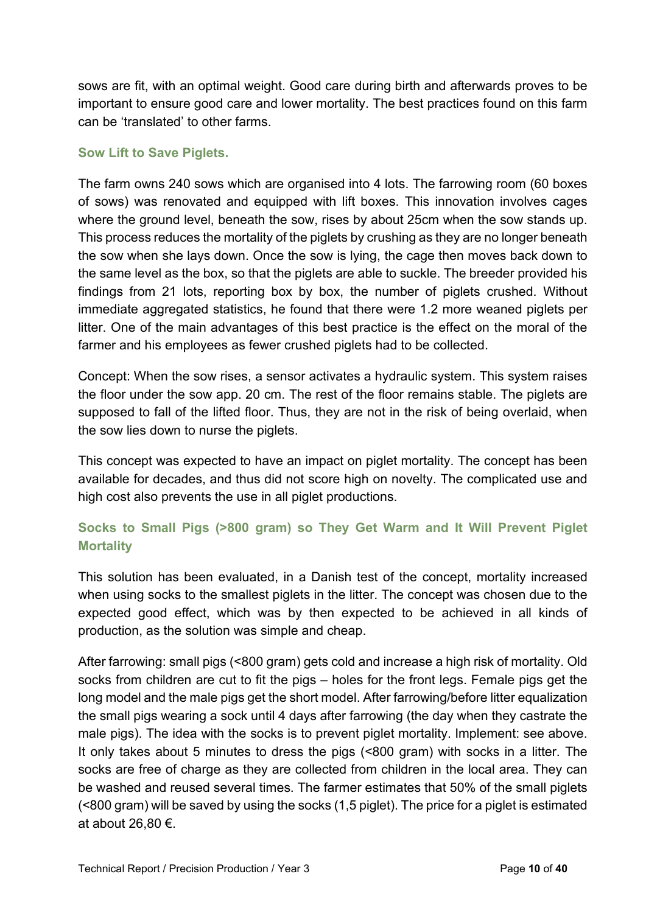sows are fit, with an optimal weight. Good care during birth and afterwards proves to be important to ensure good care and lower mortality. The best practices found on this farm can be 'translated' to other farms.

### Sow Lift to Save Piglets.

The farm owns 240 sows which are organised into 4 lots. The farrowing room (60 boxes of sows) was renovated and equipped with lift boxes. This innovation involves cages where the ground level, beneath the sow, rises by about 25cm when the sow stands up. This process reduces the mortality of the piglets by crushing as they are no longer beneath the sow when she lays down. Once the sow is lying, the cage then moves back down to the same level as the box, so that the piglets are able to suckle. The breeder provided his findings from 21 lots, reporting box by box, the number of piglets crushed. Without immediate aggregated statistics, he found that there were 1.2 more weaned piglets per litter. One of the main advantages of this best practice is the effect on the moral of the farmer and his employees as fewer crushed piglets had to be collected.

Concept: When the sow rises, a sensor activates a hydraulic system. This system raises the floor under the sow app. 20 cm. The rest of the floor remains stable. The piglets are supposed to fall of the lifted floor. Thus, they are not in the risk of being overlaid, when the sow lies down to nurse the piglets.

This concept was expected to have an impact on piglet mortality. The concept has been available for decades, and thus did not score high on novelty. The complicated use and high cost also prevents the use in all piglet productions.

### Socks to Small Pigs (>800 gram) so They Get Warm and It Will Prevent Piglet Mortality

This solution has been evaluated, in a Danish test of the concept, mortality increased when using socks to the smallest piglets in the litter. The concept was chosen due to the expected good effect, which was by then expected to be achieved in all kinds of production, as the solution was simple and cheap.

After farrowing: small pigs (<800 gram) gets cold and increase a high risk of mortality. Old socks from children are cut to fit the pigs – holes for the front legs. Female pigs get the long model and the male pigs get the short model. After farrowing/before litter equalization the small pigs wearing a sock until 4 days after farrowing (the day when they castrate the male pigs). The idea with the socks is to prevent piglet mortality. Implement: see above. It only takes about 5 minutes to dress the pigs (<800 gram) with socks in a litter. The socks are free of charge as they are collected from children in the local area. They can be washed and reused several times. The farmer estimates that 50% of the small piglets (<800 gram) will be saved by using the socks (1,5 piglet). The price for a piglet is estimated at about 26,80 €.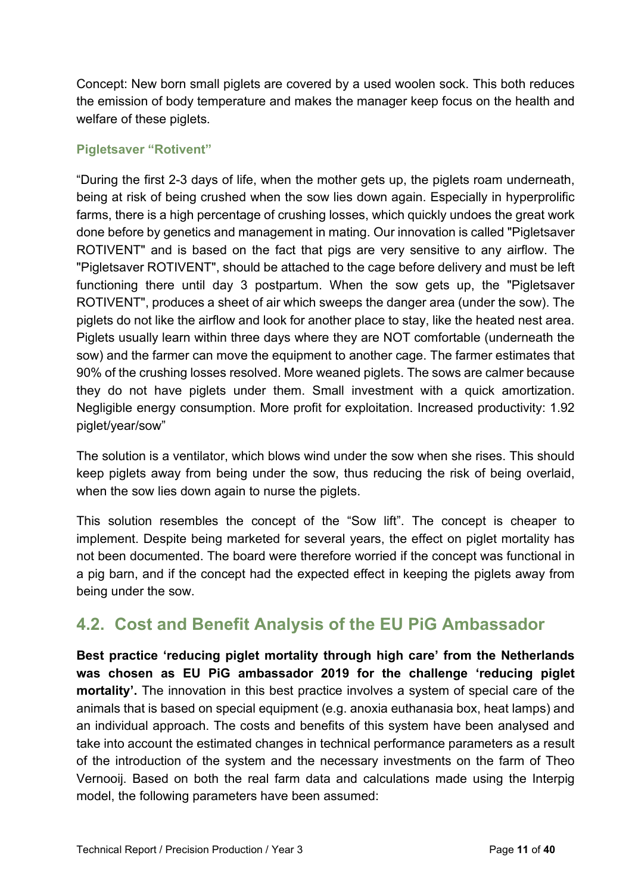Concept: New born small piglets are covered by a used woolen sock. This both reduces the emission of body temperature and makes the manager keep focus on the health and welfare of these piglets.

### Pigletsaver "Rotivent"

"During the first 2-3 days of life, when the mother gets up, the piglets roam underneath, being at risk of being crushed when the sow lies down again. Especially in hyperprolific farms, there is a high percentage of crushing losses, which quickly undoes the great work done before by genetics and management in mating. Our innovation is called "Pigletsaver ROTIVENT" and is based on the fact that pigs are very sensitive to any airflow. The "Pigletsaver ROTIVENT", should be attached to the cage before delivery and must be left functioning there until day 3 postpartum. When the sow gets up, the "Pigletsaver ROTIVENT", produces a sheet of air which sweeps the danger area (under the sow). The piglets do not like the airflow and look for another place to stay, like the heated nest area. Piglets usually learn within three days where they are NOT comfortable (underneath the sow) and the farmer can move the equipment to another cage. The farmer estimates that 90% of the crushing losses resolved. More weaned piglets. The sows are calmer because they do not have piglets under them. Small investment with a quick amortization. Negligible energy consumption. More profit for exploitation. Increased productivity: 1.92 piglet/year/sow"

The solution is a ventilator, which blows wind under the sow when she rises. This should keep piglets away from being under the sow, thus reducing the risk of being overlaid, when the sow lies down again to nurse the piglets.

This solution resembles the concept of the "Sow lift". The concept is cheaper to implement. Despite being marketed for several years, the effect on piglet mortality has not been documented. The board were therefore worried if the concept was functional in a pig barn, and if the concept had the expected effect in keeping the piglets away from being under the sow.

## 4.2. Cost and Benefit Analysis of the EU PiG Ambassador

**Best practice 'reducing piglet mortality through high care' from the Netherlands was chosen as EU PiG ambassador 2019 for the challenge 'reducing piglet mortality'.** The innovation in this best practice involves a system of special care of the animals that is based on special equipment (e.g. anoxia euthanasia box, heat lamps) and an individual approach. The costs and benefits of this system have been analysed and take into account the estimated changes in technical performance parameters as a result of the introduction of the system and the necessary investments on the farm of Theo Vernooij. Based on both the real farm data and calculations made using the Interpig model, the following parameters have been assumed: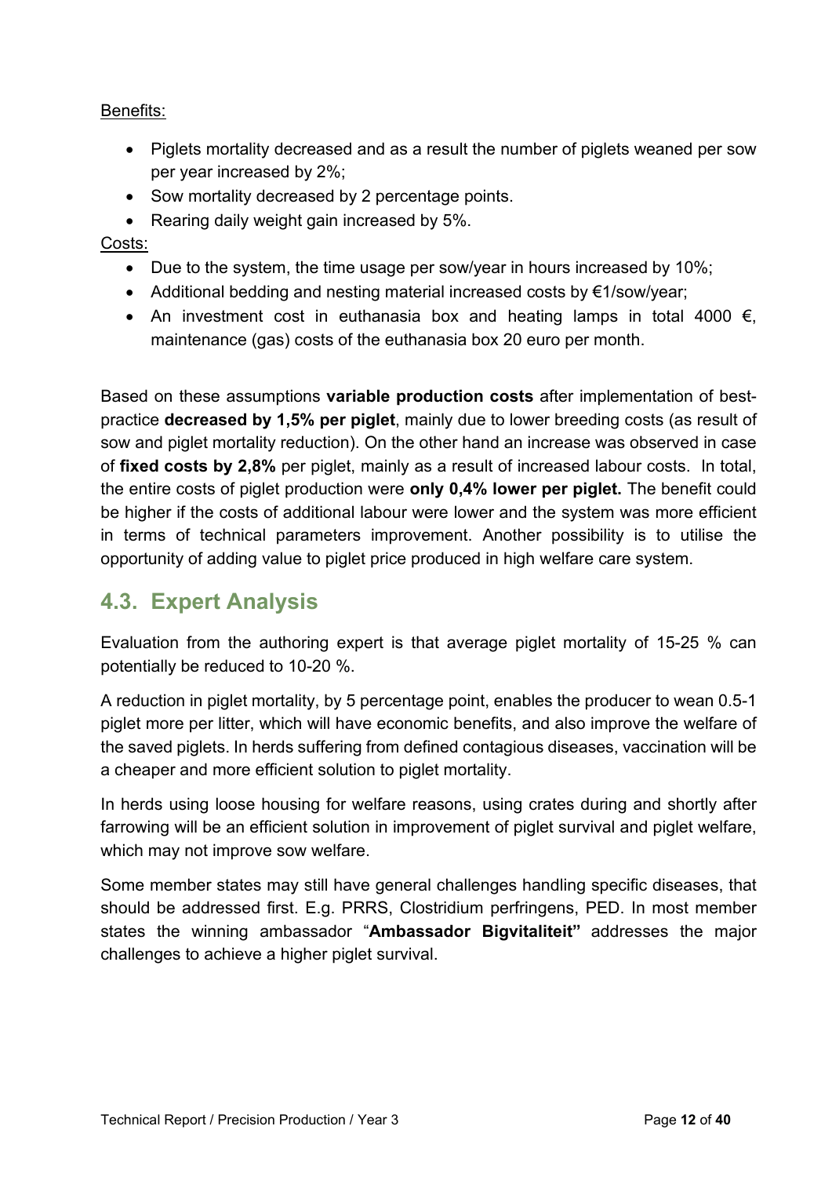Benefits:

- Piglets mortality decreased and as a result the number of piglets weaned per sow per year increased by 2%;
- Sow mortality decreased by 2 percentage points.
- Rearing daily weight gain increased by 5%.

Costs:

- Due to the system, the time usage per sow/year in hours increased by 10%;
- Additional bedding and nesting material increased costs by €1/sow/year;
- An investment cost in euthanasia box and heating lamps in total 4000 €, maintenance (gas) costs of the euthanasia box 20 euro per month.

Based on these assumptions **variable production costs** after implementation of best-practice **decreased by 1,5% per piglet**, mainly due to lower breeding costs (as result of sow and piglet mortality reduction). On the other hand an increase was observed in case of **fixed costs by 2,8%** per piglet, mainly as a result of increased labour costs. In total, the entire costs of piglet production were **only 0,4% lower per piglet.** The benefit could be higher if the costs of additional labour were lower and the system was more efficient in terms of technical parameters improvement. Another possibility is to utilise the opportunity of adding value to piglet price produced in high welfare care system.

## 4.3. Expert Analysis

Evaluation from the authoring expert is that average piglet mortality of 15-25 % can potentially be reduced to 10-20 %.

A reduction in piglet mortality, by 5 percentage point, enables the producer to wean 0.5-1 piglet more per litter, which will have economic benefits, and also improve the welfare of the saved piglets. In herds suffering from defined contagious diseases, vaccination will be a cheaper and more efficient solution to piglet mortality.

In herds using loose housing for welfare reasons, using crates during and shortly after farrowing will be an efficient solution in improvement of piglet survival and piglet welfare, which may not improve sow welfare.

Some member states may still have general challenges handling specific diseases, that should be addressed first. E.g. PRRS, Clostridium perfringens, PED. In most member states the winning ambassador "**Ambassador Bigvitaliteit"** addresses the major challenges to achieve a higher piglet survival.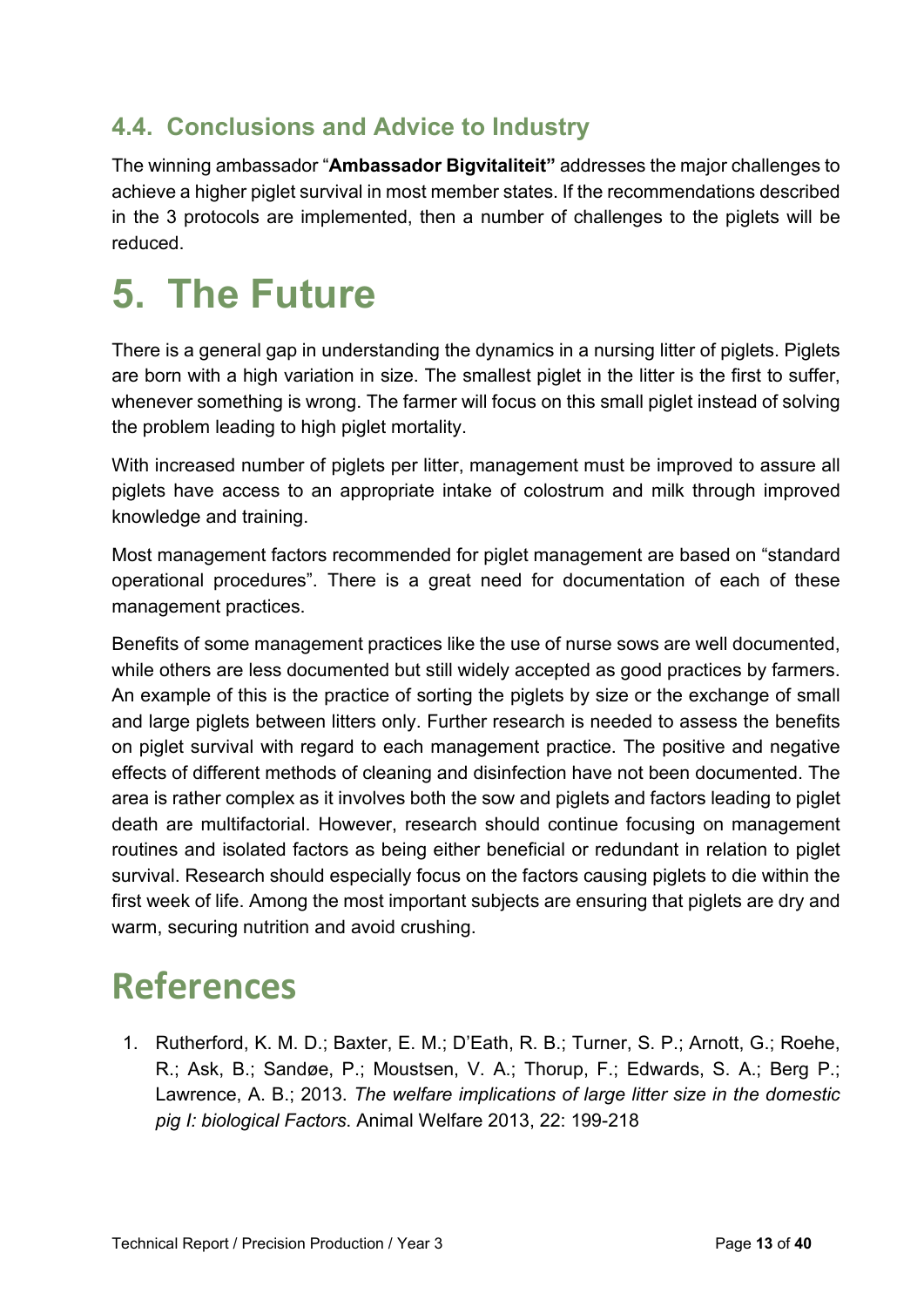## 4.4. Conclusions and Advice to Industry

The winning ambassador "**Ambassador Bigvitaliteit"** addresses the major challenges to achieve a higher piglet survival in most member states. If the recommendations described in the 3 protocols are implemented, then a number of challenges to the piglets will be reduced.

# 5. The Future

There is a general gap in understanding the dynamics in a nursing litter of piglets. Piglets are born with a high variation in size. The smallest piglet in the litter is the first to suffer, whenever something is wrong. The farmer will focus on this small piglet instead of solving the problem leading to high piglet mortality.

With increased number of piglets per litter, management must be improved to assure all piglets have access to an appropriate intake of colostrum and milk through improved knowledge and training.

Most management factors recommended for piglet management are based on "standard operational procedures". There is a great need for documentation of each of these management practices.

Benefits of some management practices like the use of nurse sows are well documented, while others are less documented but still widely accepted as good practices by farmers. An example of this is the practice of sorting the piglets by size or the exchange of small and large piglets between litters only. Further research is needed to assess the benefits on piglet survival with regard to each management practice. The positive and negative effects of different methods of cleaning and disinfection have not been documented. The area is rather complex as it involves both the sow and piglets and factors leading to piglet death are multifactorial. However, research should continue focusing on management routines and isolated factors as being either beneficial or redundant in relation to piglet survival. Research should especially focus on the factors causing piglets to die within the first week of life. Among the most important subjects are ensuring that piglets are dry and warm, securing nutrition and avoid crushing.

# References

1. Rutherford, K. M. D.; Baxter, E. M.; D'Eath, R. B.; Turner, S. P.; Arnott, G.; Roehe, R.; Ask, B.; Sandøe, P.; Moustsen, V. A.; Thorup, F.; Edwards, S. A.; Berg P.; Lawrence, A. B.; 2013. *The welfare implications of large litter size in the domestic pig I: biological Factors*. Animal Welfare 2013, 22: 199-218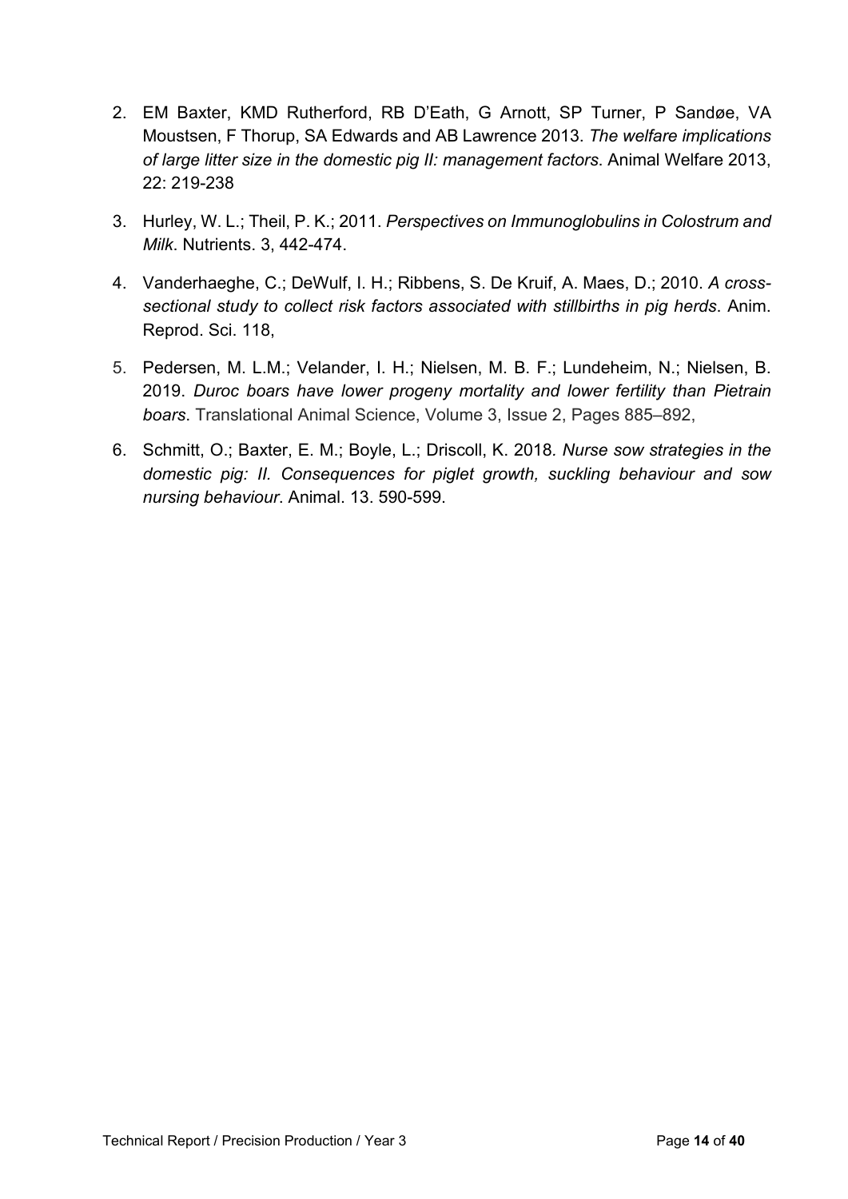2. EM Baxter, KMD Rutherford, RB D'Eath, G Arnott, SP Turner, P Sandøe, VA Moustsen, F Thorup, SA Edwards and AB Lawrence 2013. *The welfare implications of large litter size in the domestic pig II: management factors*. Animal Welfare 2013, 22: 219-238
3. Hurley, W. L.; Theil, P. K.; 2011. *Perspectives on Immunoglobulins in Colostrum and Milk*. Nutrients. 3, 442-474.
4. Vanderhaeghe, C.; DeWulf, I. H.; Ribbens, S. De Kruif, A. Maes, D.; 2010. *A cross-sectional study to collect risk factors associated with stillbirths in pig herds*. Anim. Reprod. Sci. 118,
5. Pedersen, M. L.M.; Velander, I. H.; Nielsen, M. B. F.; Lundeheim, N.; Nielsen, B. 2019. *Duroc boars have lower progeny mortality and lower fertility than Pietrain boars*. Translational Animal Science, Volume 3, Issue 2, Pages 885–892,
6. Schmitt, O.; Baxter, E. M.; Boyle, L.; Driscoll, K. 2018*. Nurse sow strategies in the domestic pig: II. Consequences for piglet growth, suckling behaviour and sow nursing behaviour*. Animal. 13. 590-599.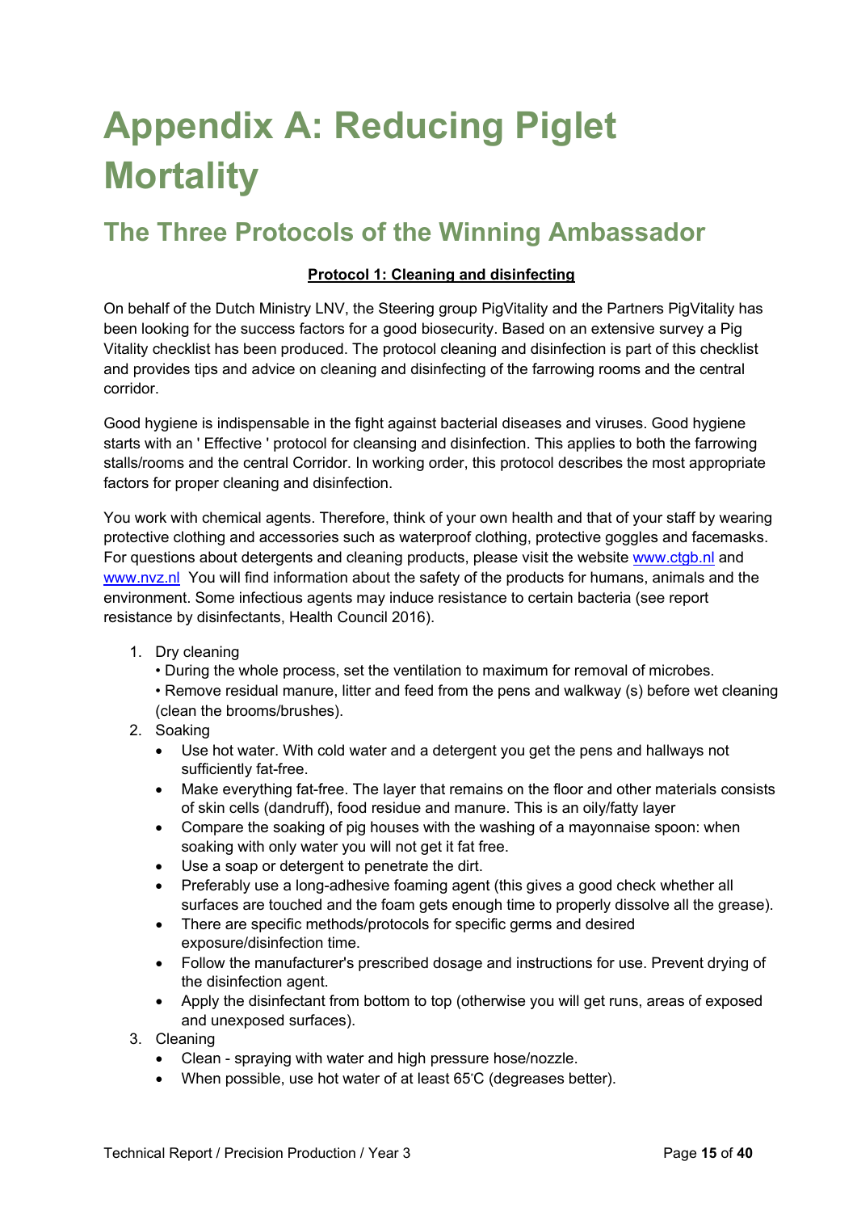# Appendix A: Reducing Piglet Mortality

## The Three Protocols of the Winning Ambassador

**Protocol 1: Cleaning and disinfecting**

On behalf of the Dutch Ministry LNV, the Steering group PigVitality and the Partners PigVitality has been looking for the success factors for a good biosecurity. Based on an extensive survey a Pig Vitality checklist has been produced. The protocol cleaning and disinfection is part of this checklist and provides tips and advice on cleaning and disinfecting of the farrowing rooms and the central corridor.

Good hygiene is indispensable in the fight against bacterial diseases and viruses. Good hygiene starts with an ' Effective ' protocol for cleansing and disinfection. This applies to both the farrowing stalls/rooms and the central Corridor. In working order, this protocol describes the most appropriate factors for proper cleaning and disinfection.

You work with chemical agents. Therefore, think of your own health and that of your staff by wearing protective clothing and accessories such as waterproof clothing, protective goggles and facemasks. For questions about detergents and cleaning products, please visit the website www.ctgb.nl and www.nvz.nl You will find information about the safety of the products for humans, animals and the environment. Some infectious agents may induce resistance to certain bacteria (see report resistance by disinfectants, Health Council 2016).

1. Dry cleaning
   • During the whole process, set the ventilation to maximum for removal of microbes.
   • Remove residual manure, litter and feed from the pens and walkway (s) before wet cleaning (clean the brooms/brushes).
2. Soaking
   - Use hot water. With cold water and a detergent you get the pens and hallways not sufficiently fat-free.
   - Make everything fat-free. The layer that remains on the floor and other materials consists of skin cells (dandruff), food residue and manure. This is an oily/fatty layer
   - Compare the soaking of pig houses with the washing of a mayonnaise spoon: when soaking with only water you will not get it fat free.
   - Use a soap or detergent to penetrate the dirt.
   - Preferably use a long-adhesive foaming agent (this gives a good check whether all surfaces are touched and the foam gets enough time to properly dissolve all the grease).
   - There are specific methods/protocols for specific germs and desired exposure/disinfection time.
   - Follow the manufacturer's prescribed dosage and instructions for use. Prevent drying of the disinfection agent.
   - Apply the disinfectant from bottom to top (otherwise you will get runs, areas of exposed and unexposed surfaces).
3. Cleaning
   - Clean - spraying with water and high pressure hose/nozzle.
   - When possible, use hot water of at least 65°C (degreases better).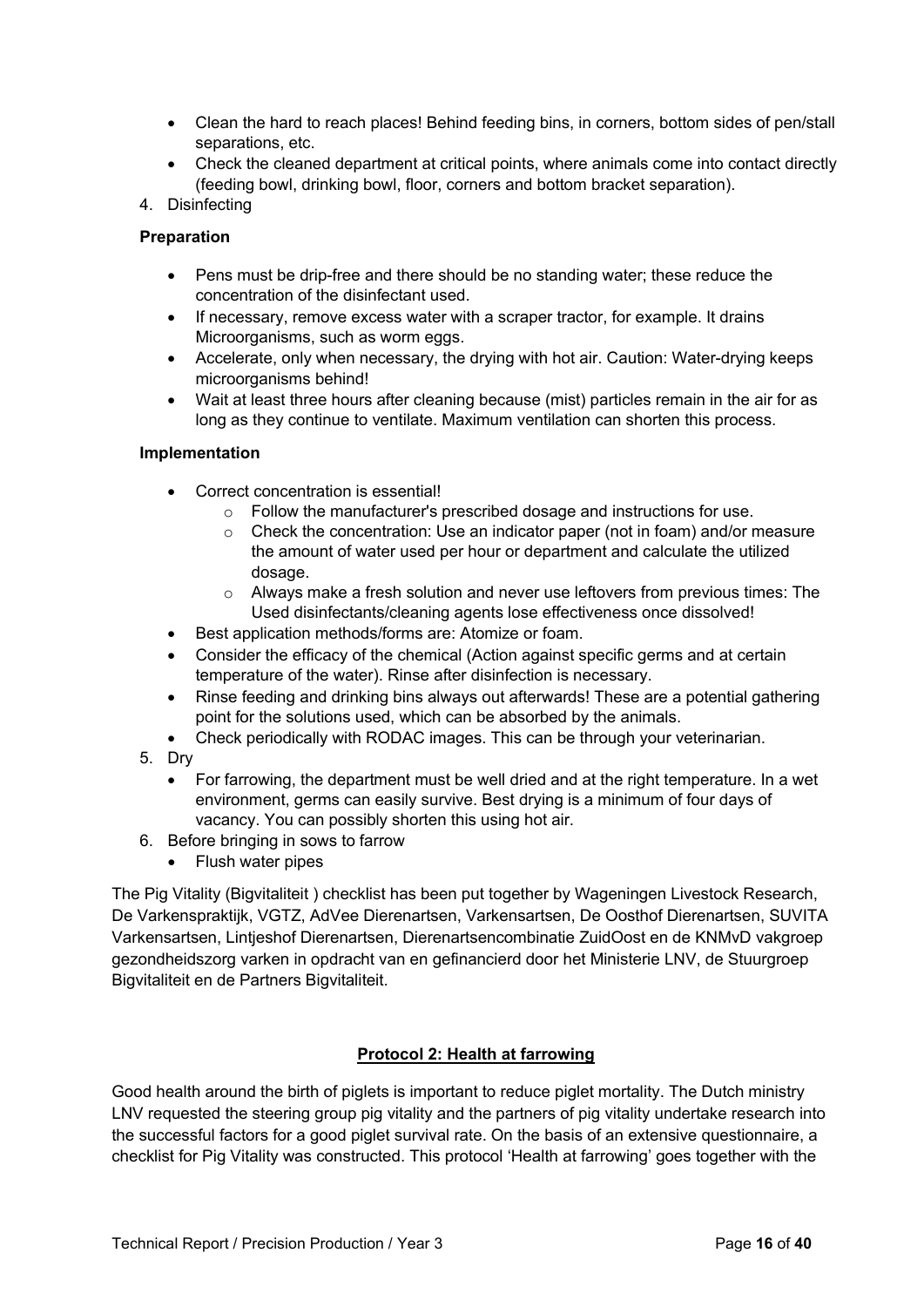- Clean the hard to reach places! Behind feeding bins, in corners, bottom sides of pen/stall separations, etc.
- Check the cleaned department at critical points, where animals come into contact directly (feeding bowl, drinking bowl, floor, corners and bottom bracket separation).

4. Disinfecting

**Preparation**

- Pens must be drip-free and there should be no standing water; these reduce the concentration of the disinfectant used.
- If necessary, remove excess water with a scraper tractor, for example. It drains Microorganisms, such as worm eggs.
- Accelerate, only when necessary, the drying with hot air. Caution: Water-drying keeps microorganisms behind!
- Wait at least three hours after cleaning because (mist) particles remain in the air for as long as they continue to ventilate. Maximum ventilation can shorten this process.

**Implementation**

- Correct concentration is essential!
  - Follow the manufacturer's prescribed dosage and instructions for use.
  - Check the concentration: Use an indicator paper (not in foam) and/or measure the amount of water used per hour or department and calculate the utilized dosage.
  - Always make a fresh solution and never use leftovers from previous times: The Used disinfectants/cleaning agents lose effectiveness once dissolved!
- Best application methods/forms are: Atomize or foam.
- Consider the efficacy of the chemical (Action against specific germs and at certain temperature of the water). Rinse after disinfection is necessary.
- Rinse feeding and drinking bins always out afterwards! These are a potential gathering point for the solutions used, which can be absorbed by the animals.
- Check periodically with RODAC images. This can be through your veterinarian.

5. Dry
   - For farrowing, the department must be well dried and at the right temperature. In a wet environment, germs can easily survive. Best drying is a minimum of four days of vacancy. You can possibly shorten this using hot air.
6. Before bringing in sows to farrow
   - Flush water pipes

The Pig Vitality (Bigvitaliteit ) checklist has been put together by Wageningen Livestock Research, De Varkenspraktijk, VGTZ, AdVee Dierenartsen, Varkensartsen, De Oosthof Dierenartsen, SUVITA Varkensartsen, Lintjeshof Dierenartsen, Dierenartsencombinatie ZuidOost en de KNMvD vakgroep gezondheidszorg varken in opdracht van en gefinancierd door het Ministerie LNV, de Stuurgroep Bigvitaliteit en de Partners Bigvitaliteit.

## Protocol 2: Health at farrowing

Good health around the birth of piglets is important to reduce piglet mortality. The Dutch ministry LNV requested the steering group pig vitality and the partners of pig vitality undertake research into the successful factors for a good piglet survival rate. On the basis of an extensive questionnaire, a checklist for Pig Vitality was constructed. This protocol 'Health at farrowing' goes together with the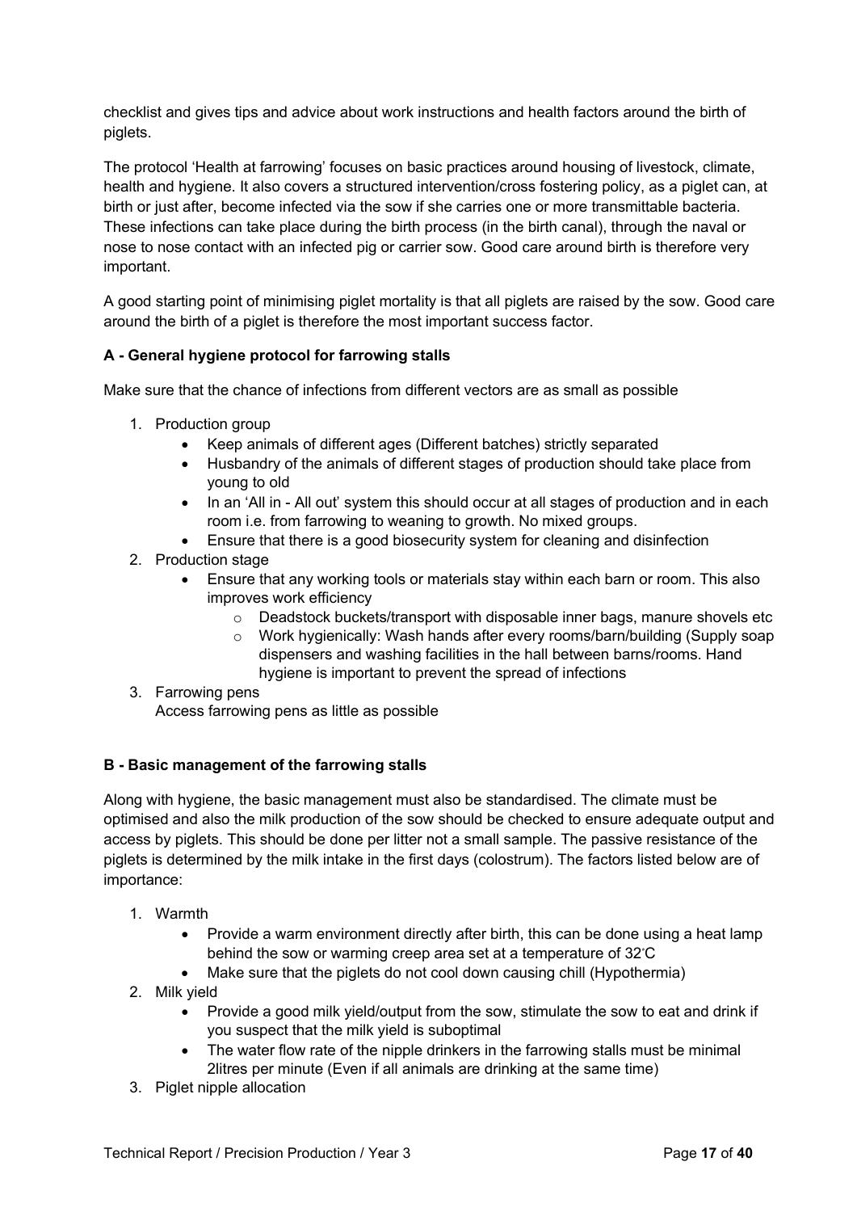checklist and gives tips and advice about work instructions and health factors around the birth of piglets.

The protocol 'Health at farrowing' focuses on basic practices around housing of livestock, climate, health and hygiene. It also covers a structured intervention/cross fostering policy, as a piglet can, at birth or just after, become infected via the sow if she carries one or more transmittable bacteria. These infections can take place during the birth process (in the birth canal), through the naval or nose to nose contact with an infected pig or carrier sow. Good care around birth is therefore very important.

A good starting point of minimising piglet mortality is that all piglets are raised by the sow. Good care around the birth of a piglet is therefore the most important success factor.

**A - General hygiene protocol for farrowing stalls**

Make sure that the chance of infections from different vectors are as small as possible

1. Production group
   - Keep animals of different ages (Different batches) strictly separated
   - Husbandry of the animals of different stages of production should take place from young to old
   - In an 'All in - All out' system this should occur at all stages of production and in each room i.e. from farrowing to weaning to growth. No mixed groups.
   - Ensure that there is a good biosecurity system for cleaning and disinfection
2. Production stage
   - Ensure that any working tools or materials stay within each barn or room. This also improves work efficiency
     - Deadstock buckets/transport with disposable inner bags, manure shovels etc
     - Work hygienically: Wash hands after every rooms/barn/building (Supply soap dispensers and washing facilities in the hall between barns/rooms. Hand hygiene is important to prevent the spread of infections
3. Farrowing pens
   Access farrowing pens as little as possible

**B - Basic management of the farrowing stalls**

Along with hygiene, the basic management must also be standardised. The climate must be optimised and also the milk production of the sow should be checked to ensure adequate output and access by piglets. This should be done per litter not a small sample. The passive resistance of the piglets is determined by the milk intake in the first days (colostrum). The factors listed below are of importance:

1. Warmth
   - Provide a warm environment directly after birth, this can be done using a heat lamp behind the sow or warming creep area set at a temperature of 32°C
   - Make sure that the piglets do not cool down causing chill (Hypothermia)
2. Milk yield
   - Provide a good milk yield/output from the sow, stimulate the sow to eat and drink if you suspect that the milk yield is suboptimal
   - The water flow rate of the nipple drinkers in the farrowing stalls must be minimal 2litres per minute (Even if all animals are drinking at the same time)
3. Piglet nipple allocation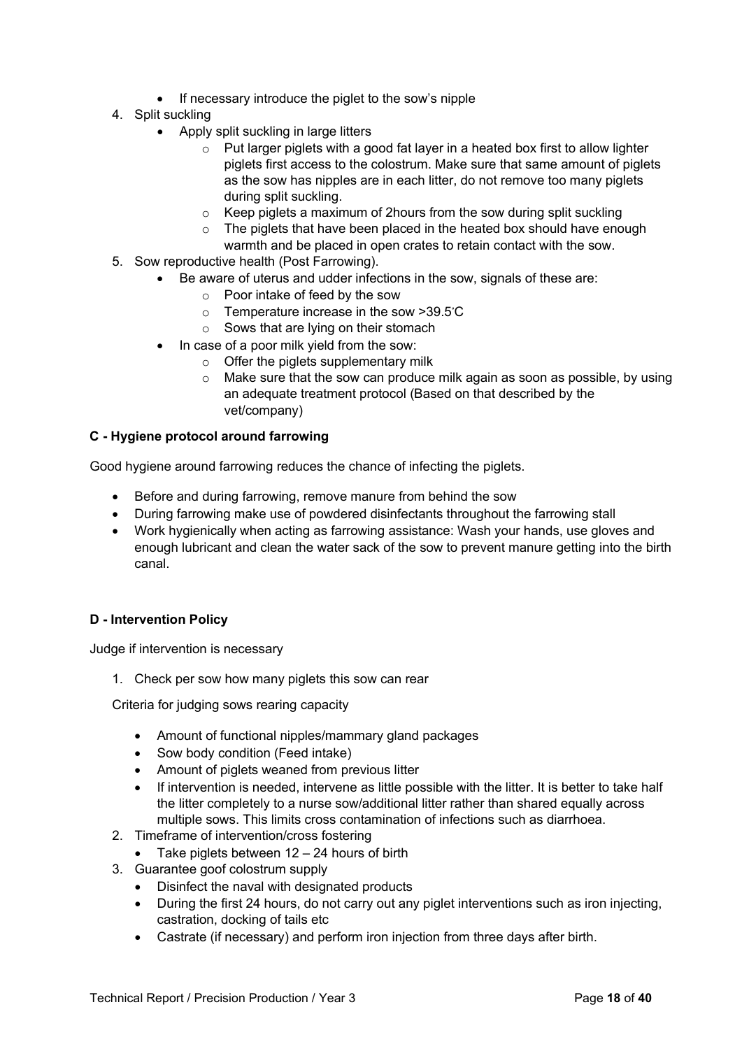- If necessary introduce the piglet to the sow's nipple

4. Split suckling
    - Apply split suckling in large litters
        - Put larger piglets with a good fat layer in a heated box first to allow lighter piglets first access to the colostrum. Make sure that same amount of piglets as the sow has nipples are in each litter, do not remove too many piglets during split suckling.
        - Keep piglets a maximum of 2hours from the sow during split suckling
        - The piglets that have been placed in the heated box should have enough warmth and be placed in open crates to retain contact with the sow.
5. Sow reproductive health (Post Farrowing).
    - Be aware of uterus and udder infections in the sow, signals of these are:
        - Poor intake of feed by the sow
        - Temperature increase in the sow >39.5°C
        - Sows that are lying on their stomach
    - In case of a poor milk yield from the sow:
        - Offer the piglets supplementary milk
        - Make sure that the sow can produce milk again as soon as possible, by using an adequate treatment protocol (Based on that described by the vet/company)

**C - Hygiene protocol around farrowing**

Good hygiene around farrowing reduces the chance of infecting the piglets.

- Before and during farrowing, remove manure from behind the sow
- During farrowing make use of powdered disinfectants throughout the farrowing stall
- Work hygienically when acting as farrowing assistance: Wash your hands, use gloves and enough lubricant and clean the water sack of the sow to prevent manure getting into the birth canal.

**D - Intervention Policy**

Judge if intervention is necessary

1. Check per sow how many piglets this sow can rear

    Criteria for judging sows rearing capacity

    - Amount of functional nipples/mammary gland packages
    - Sow body condition (Feed intake)
    - Amount of piglets weaned from previous litter
    - If intervention is needed, intervene as little possible with the litter. It is better to take half the litter completely to a nurse sow/additional litter rather than shared equally across multiple sows. This limits cross contamination of infections such as diarrhoea.
2. Timeframe of intervention/cross fostering
    - Take piglets between 12 – 24 hours of birth
3. Guarantee goof colostrum supply
    - Disinfect the naval with designated products
    - During the first 24 hours, do not carry out any piglet interventions such as iron injecting, castration, docking of tails etc
    - Castrate (if necessary) and perform iron injection from three days after birth.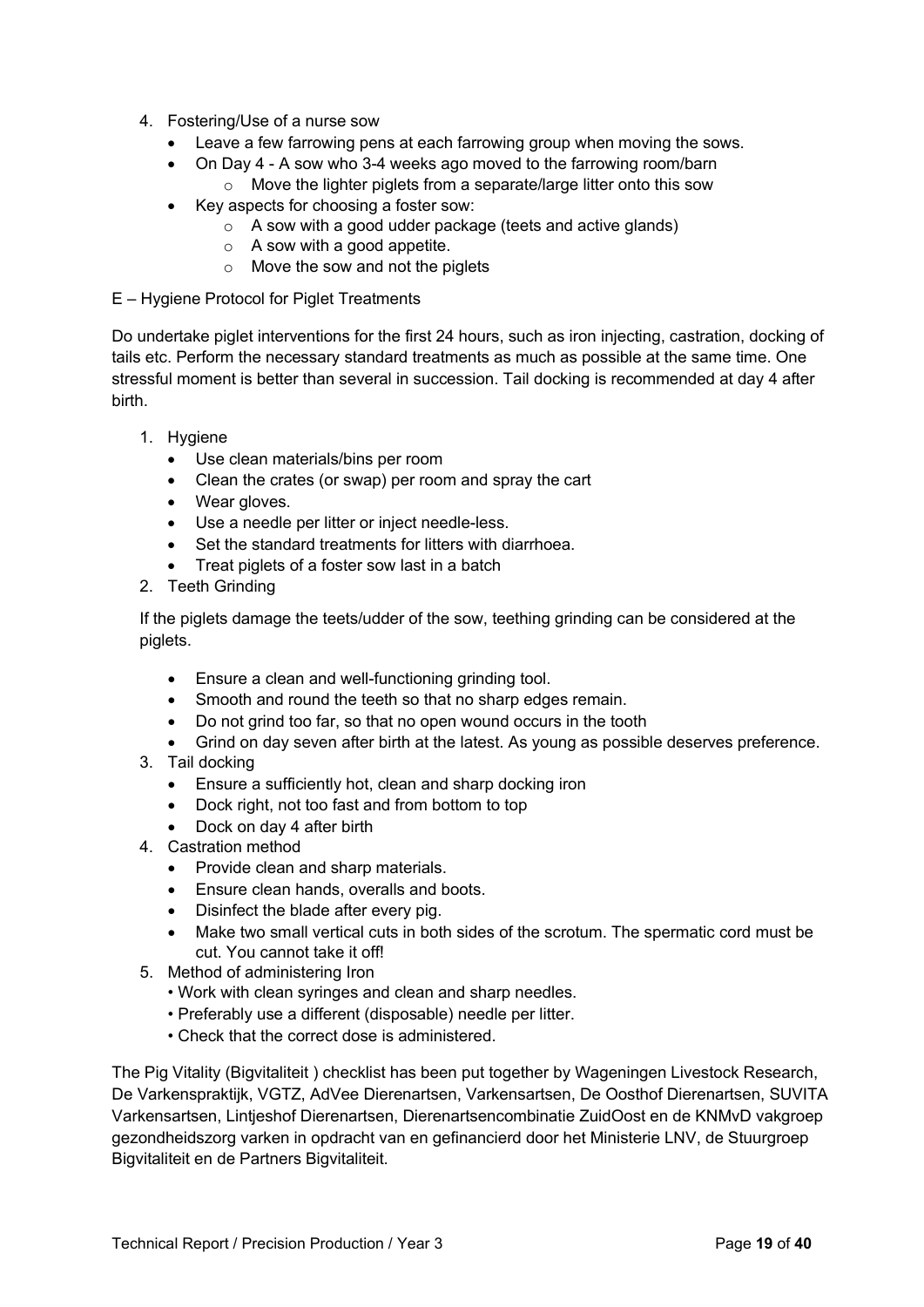4. Fostering/Use of a nurse sow
   - Leave a few farrowing pens at each farrowing group when moving the sows.
   - On Day 4 - A sow who 3-4 weeks ago moved to the farrowing room/barn
     - Move the lighter piglets from a separate/large litter onto this sow
   - Key aspects for choosing a foster sow:
     - A sow with a good udder package (teets and active glands)
     - A sow with a good appetite.
     - Move the sow and not the piglets

E – Hygiene Protocol for Piglet Treatments

Do undertake piglet interventions for the first 24 hours, such as iron injecting, castration, docking of tails etc. Perform the necessary standard treatments as much as possible at the same time. One stressful moment is better than several in succession. Tail docking is recommended at day 4 after birth.

1. Hygiene
   - Use clean materials/bins per room
   - Clean the crates (or swap) per room and spray the cart
   - Wear gloves.
   - Use a needle per litter or inject needle-less.
   - Set the standard treatments for litters with diarrhoea.
   - Treat piglets of a foster sow last in a batch
2. Teeth Grinding

   If the piglets damage the teets/udder of the sow, teething grinding can be considered at the piglets.

   - Ensure a clean and well-functioning grinding tool.
   - Smooth and round the teeth so that no sharp edges remain.
   - Do not grind too far, so that no open wound occurs in the tooth
   - Grind on day seven after birth at the latest. As young as possible deserves preference.
3. Tail docking
   - Ensure a sufficiently hot, clean and sharp docking iron
   - Dock right, not too fast and from bottom to top
   - Dock on day 4 after birth
4. Castration method
   - Provide clean and sharp materials.
   - Ensure clean hands, overalls and boots.
   - Disinfect the blade after every pig.
   - Make two small vertical cuts in both sides of the scrotum. The spermatic cord must be cut. You cannot take it off!
5. Method of administering Iron
   - Work with clean syringes and clean and sharp needles.
   - Preferably use a different (disposable) needle per litter.
   - Check that the correct dose is administered.

The Pig Vitality (Bigvitaliteit ) checklist has been put together by Wageningen Livestock Research, De Varkenspraktijk, VGTZ, AdVee Dierenartsen, Varkensartsen, De Oosthof Dierenartsen, SUVITA Varkensartsen, Lintjeshof Dierenartsen, Dierenartsencombinatie ZuidOost en de KNMvD vakgroep gezondheidszorg varken in opdracht van en gefinancierd door het Ministerie LNV, de Stuurgroep Bigvitaliteit en de Partners Bigvitaliteit.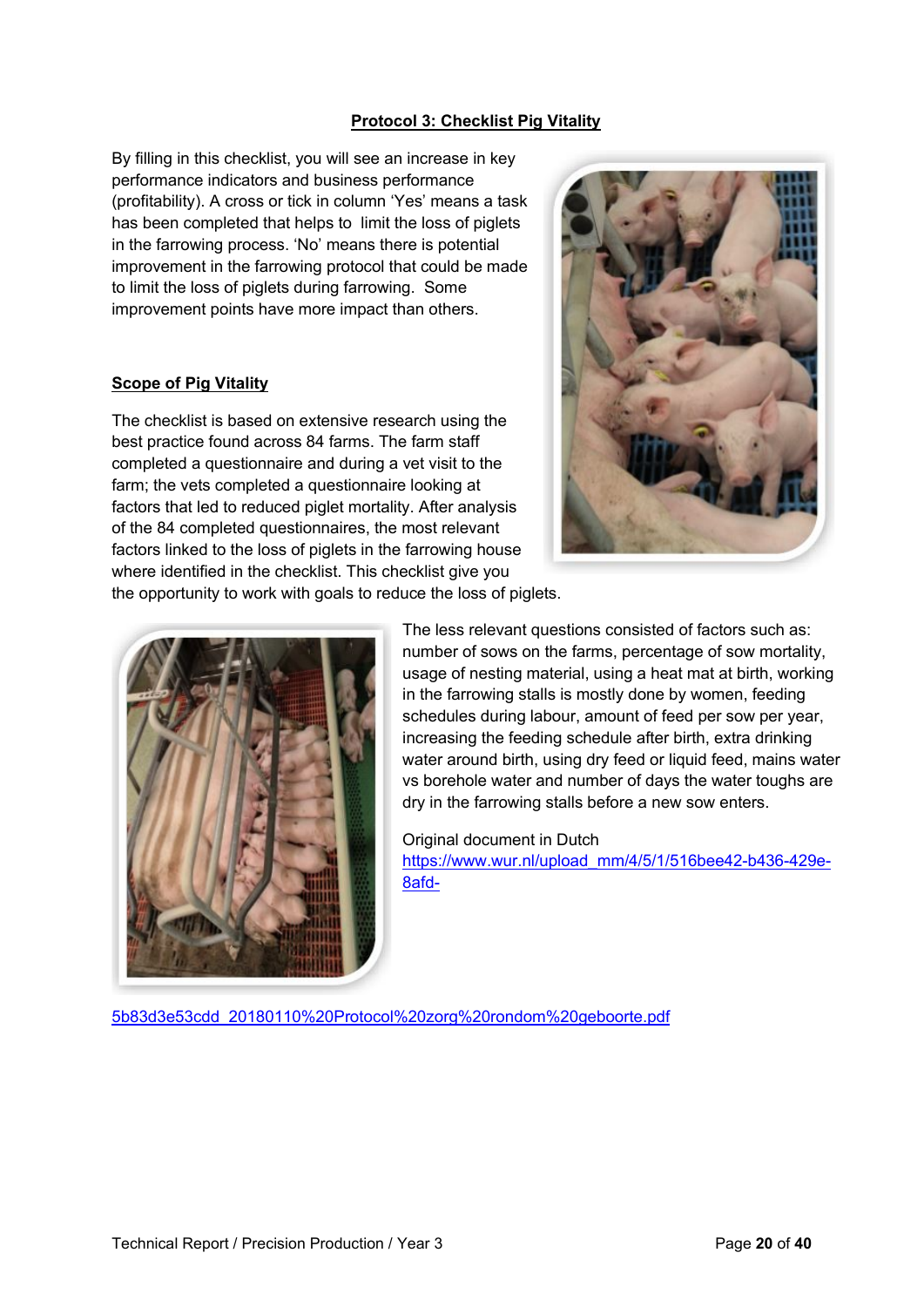## Protocol 3: Checklist Pig Vitality

By filling in this checklist, you will see an increase in key performance indicators and business performance (profitability). A cross or tick in column 'Yes' means a task has been completed that helps to limit the loss of piglets in the farrowing process. 'No' means there is potential improvement in the farrowing protocol that could be made to limit the loss of piglets during farrowing. Some improvement points have more impact than others.

### Scope of Pig Vitality

The checklist is based on extensive research using the best practice found across 84 farms. The farm staff completed a questionnaire and during a vet visit to the farm; the vets completed a questionnaire looking at factors that led to reduced piglet mortality. After analysis of the 84 completed questionnaires, the most relevant factors linked to the loss of piglets in the farrowing house where identified in the checklist. This checklist give you the opportunity to work with goals to reduce the loss of piglets.

The less relevant questions consisted of factors such as: number of sows on the farms, percentage of sow mortality, usage of nesting material, using a heat mat at birth, working in the farrowing stalls is mostly done by women, feeding schedules during labour, amount of feed per sow per year, increasing the feeding schedule after birth, extra drinking water around birth, using dry feed or liquid feed, mains water vs borehole water and number of days the water toughs are dry in the farrowing stalls before a new sow enters.

Original document in Dutch
https://www.wur.nl/upload_mm/4/5/1/516bee42-b436-429e-8afd-5b83d3e53cdd_20180110%20Protocol%20zorg%20rondom%20geboorte.pdf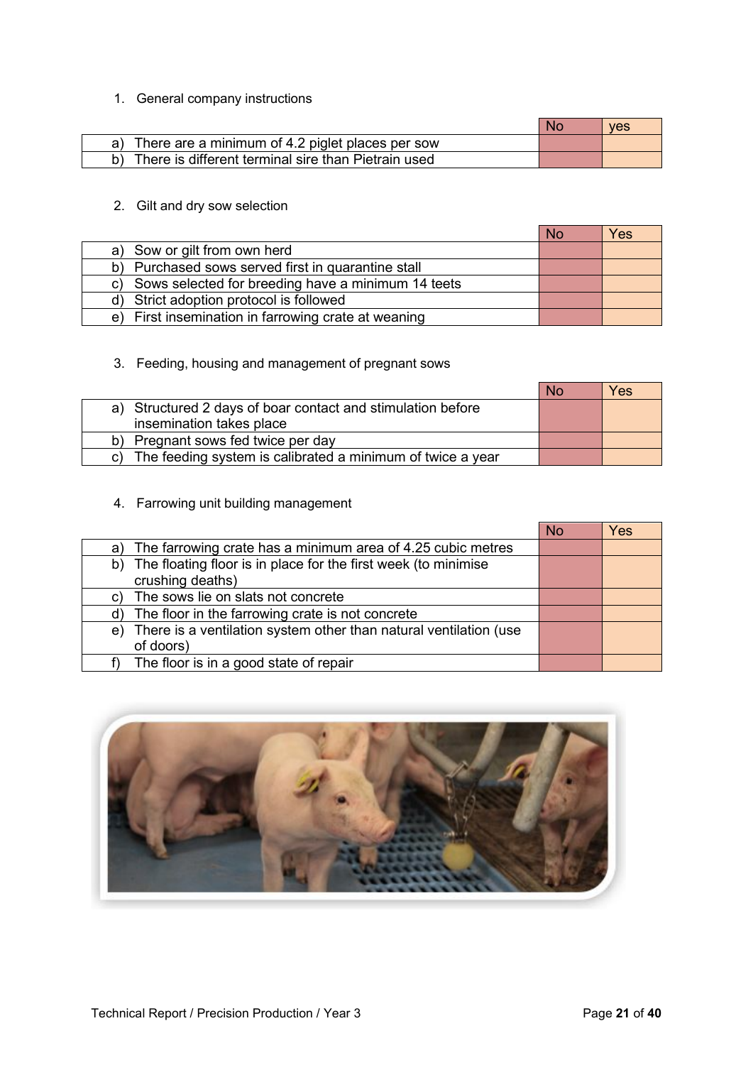1. General company instructions

| | No | yes |
|---|---|---|
| a) There are a minimum of 4.2 piglet places per sow | | |
| b) There is different terminal sire than Pietrain used | | |

2. Gilt and dry sow selection

| | No | Yes |
|---|---|---|
| a) Sow or gilt from own herd | | |
| b) Purchased sows served first in quarantine stall | | |
| c) Sows selected for breeding have a minimum 14 teets | | |
| d) Strict adoption protocol is followed | | |
| e) First insemination in farrowing crate at weaning | | |

3. Feeding, housing and management of pregnant sows

| | No | Yes |
|---|---|---|
| a) Structured 2 days of boar contact and stimulation before insemination takes place | | |
| b) Pregnant sows fed twice per day | | |
| c) The feeding system is calibrated a minimum of twice a year | | |

4. Farrowing unit building management

| | No | Yes |
|---|---|---|
| a) The farrowing crate has a minimum area of 4.25 cubic metres | | |
| b) The floating floor is in place for the first week (to minimise crushing deaths) | | |
| c) The sows lie on slats not concrete | | |
| d) The floor in the farrowing crate is not concrete | | |
| e) There is a ventilation system other than natural ventilation (use of doors) | | |
| f) The floor is in a good state of repair | | |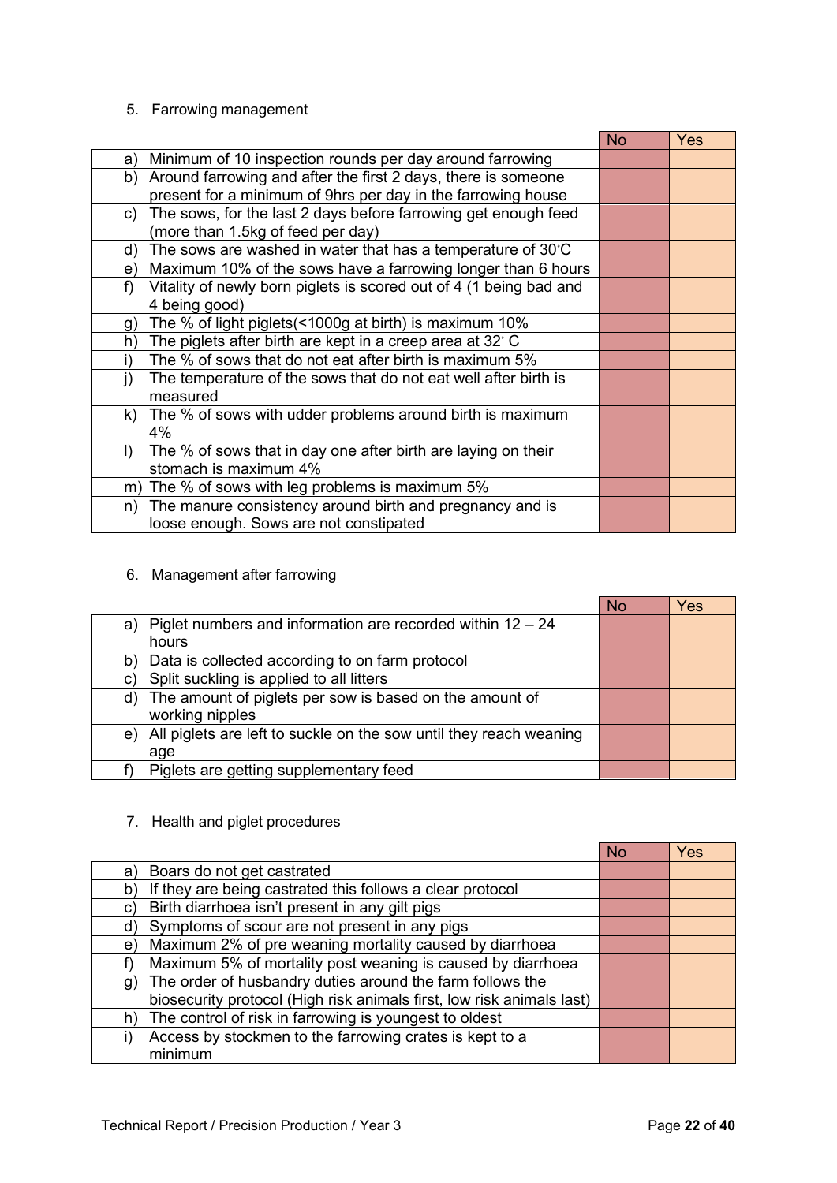5. Farrowing management

| | No | Yes |
|---|---|---|
| a) Minimum of 10 inspection rounds per day around farrowing | | |
| b) Around farrowing and after the first 2 days, there is someone present for a minimum of 9hrs per day in the farrowing house | | |
| c) The sows, for the last 2 days before farrowing get enough feed (more than 1.5kg of feed per day) | | |
| d) The sows are washed in water that has a temperature of 30˚C | | |
| e) Maximum 10% of the sows have a farrowing longer than 6 hours | | |
| f) Vitality of newly born piglets is scored out of 4 (1 being bad and 4 being good) | | |
| g) The % of light piglets(<1000g at birth) is maximum 10% | | |
| h) The piglets after birth are kept in a creep area at 32˚ C | | |
| i) The % of sows that do not eat after birth is maximum 5% | | |
| j) The temperature of the sows that do not eat well after birth is measured | | |
| k) The % of sows with udder problems around birth is maximum 4% | | |
| l) The % of sows that in day one after birth are laying on their stomach is maximum 4% | | |
| m) The % of sows with leg problems is maximum 5% | | |
| n) The manure consistency around birth and pregnancy and is loose enough. Sows are not constipated | | |

6. Management after farrowing

| | No | Yes |
|---|---|---|
| a) Piglet numbers and information are recorded within 12 – 24 hours | | |
| b) Data is collected according to on farm protocol | | |
| c) Split suckling is applied to all litters | | |
| d) The amount of piglets per sow is based on the amount of working nipples | | |
| e) All piglets are left to suckle on the sow until they reach weaning age | | |
| f) Piglets are getting supplementary feed | | |

7. Health and piglet procedures

| | No | Yes |
|---|---|---|
| a) Boars do not get castrated | | |
| b) If they are being castrated this follows a clear protocol | | |
| c) Birth diarrhoea isn't present in any gilt pigs | | |
| d) Symptoms of scour are not present in any pigs | | |
| e) Maximum 2% of pre weaning mortality caused by diarrhoea | | |
| f) Maximum 5% of mortality post weaning is caused by diarrhoea | | |
| g) The order of husbandry duties around the farm follows the biosecurity protocol (High risk animals first, low risk animals last) | | |
| h) The control of risk in farrowing is youngest to oldest | | |
| i) Access by stockmen to the farrowing crates is kept to a minimum | | |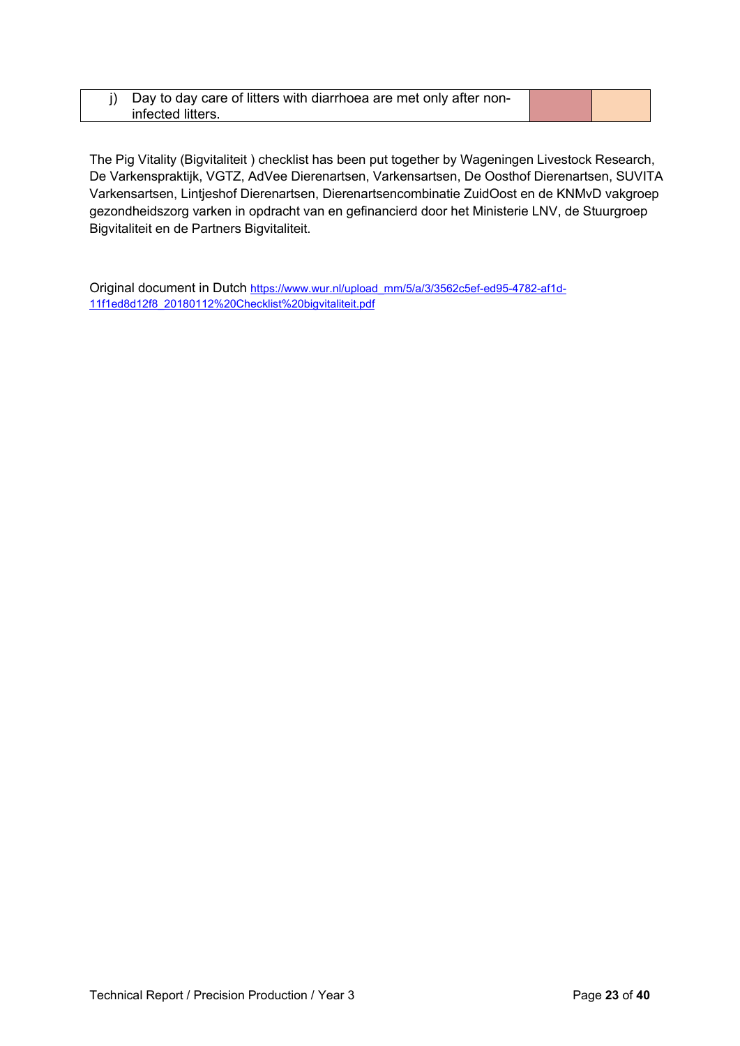| | | |
|---|---|---|
| j) Day to day care of litters with diarrhoea are met only after non-infected litters. | | |

The Pig Vitality (Bigvitaliteit ) checklist has been put together by Wageningen Livestock Research, De Varkenspraktijk, VGTZ, AdVee Dierenartsen, Varkensartsen, De Oosthof Dierenartsen, SUVITA Varkensartsen, Lintjeshof Dierenartsen, Dierenartsencombinatie ZuidOost en de KNMvD vakgroep gezondheidszorg varken in opdracht van en gefinancierd door het Ministerie LNV, de Stuurgroep Bigvitaliteit en de Partners Bigvitaliteit.

Original document in Dutch https://www.wur.nl/upload_mm/5/a/3/3562c5ef-ed95-4782-af1d-11f1ed8d12f8_20180112%20Checklist%20bigvitaliteit.pdf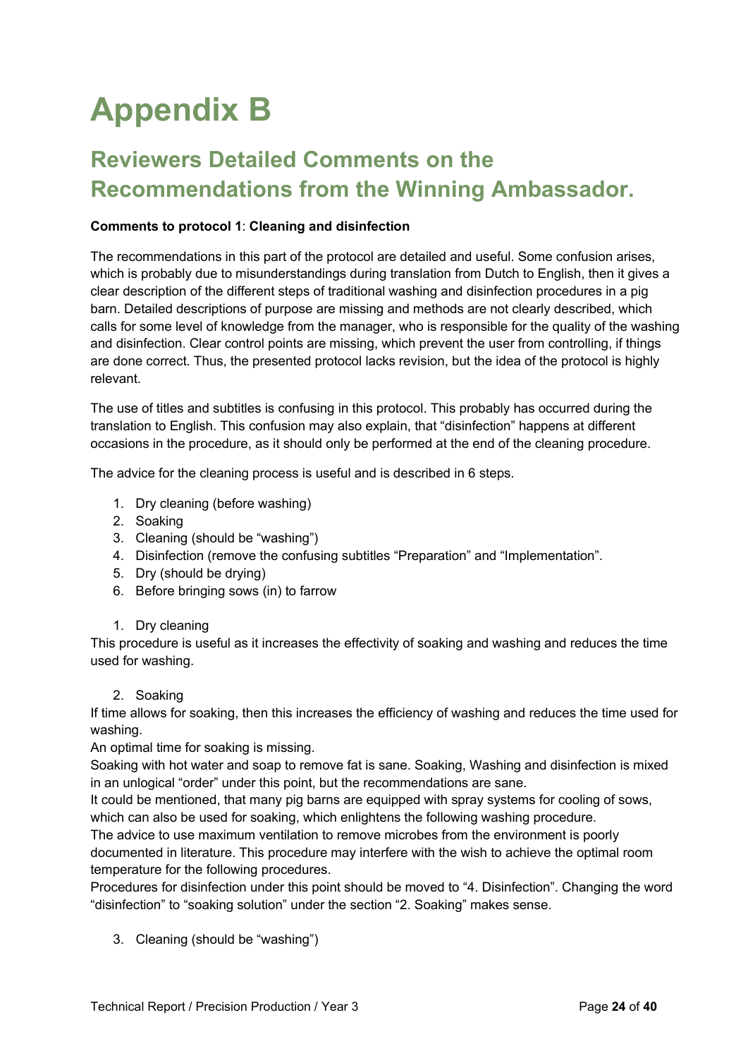# Appendix B

## Reviewers Detailed Comments on the Recommendations from the Winning Ambassador.

**Comments to protocol 1**: **Cleaning and disinfection**

The recommendations in this part of the protocol are detailed and useful. Some confusion arises, which is probably due to misunderstandings during translation from Dutch to English, then it gives a clear description of the different steps of traditional washing and disinfection procedures in a pig barn. Detailed descriptions of purpose are missing and methods are not clearly described, which calls for some level of knowledge from the manager, who is responsible for the quality of the washing and disinfection. Clear control points are missing, which prevent the user from controlling, if things are done correct. Thus, the presented protocol lacks revision, but the idea of the protocol is highly relevant.

The use of titles and subtitles is confusing in this protocol. This probably has occurred during the translation to English. This confusion may also explain, that "disinfection" happens at different occasions in the procedure, as it should only be performed at the end of the cleaning procedure.

The advice for the cleaning process is useful and is described in 6 steps.

1. Dry cleaning (before washing)
2. Soaking
3. Cleaning (should be "washing")
4. Disinfection (remove the confusing subtitles "Preparation" and "Implementation".
5. Dry (should be drying)
6. Before bringing sows (in) to farrow

1. Dry cleaning

This procedure is useful as it increases the effectivity of soaking and washing and reduces the time used for washing.

2. Soaking

If time allows for soaking, then this increases the efficiency of washing and reduces the time used for washing.
An optimal time for soaking is missing.
Soaking with hot water and soap to remove fat is sane. Soaking, Washing and disinfection is mixed in an unlogical "order" under this point, but the recommendations are sane.
It could be mentioned, that many pig barns are equipped with spray systems for cooling of sows, which can also be used for soaking, which enlightens the following washing procedure.
The advice to use maximum ventilation to remove microbes from the environment is poorly documented in literature. This procedure may interfere with the wish to achieve the optimal room temperature for the following procedures.
Procedures for disinfection under this point should be moved to "4. Disinfection". Changing the word "disinfection" to "soaking solution" under the section "2. Soaking" makes sense.

3. Cleaning (should be "washing")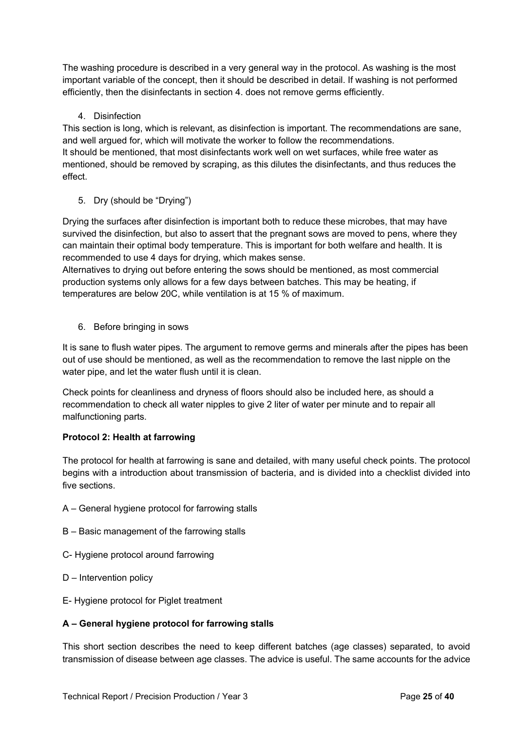The washing procedure is described in a very general way in the protocol. As washing is the most important variable of the concept, then it should be described in detail. If washing is not performed efficiently, then the disinfectants in section 4. does not remove germs efficiently.

4. Disinfection

This section is long, which is relevant, as disinfection is important. The recommendations are sane, and well argued for, which will motivate the worker to follow the recommendations.
It should be mentioned, that most disinfectants work well on wet surfaces, while free water as mentioned, should be removed by scraping, as this dilutes the disinfectants, and thus reduces the effect.

5. Dry (should be "Drying")

Drying the surfaces after disinfection is important both to reduce these microbes, that may have survived the disinfection, but also to assert that the pregnant sows are moved to pens, where they can maintain their optimal body temperature. This is important for both welfare and health. It is recommended to use 4 days for drying, which makes sense.
Alternatives to drying out before entering the sows should be mentioned, as most commercial production systems only allows for a few days between batches. This may be heating, if temperatures are below 20C, while ventilation is at 15 % of maximum.

6. Before bringing in sows

It is sane to flush water pipes. The argument to remove germs and minerals after the pipes has been out of use should be mentioned, as well as the recommendation to remove the last nipple on the water pipe, and let the water flush until it is clean.

Check points for cleanliness and dryness of floors should also be included here, as should a recommendation to check all water nipples to give 2 liter of water per minute and to repair all malfunctioning parts.

**Protocol 2: Health at farrowing**

The protocol for health at farrowing is sane and detailed, with many useful check points. The protocol begins with a introduction about transmission of bacteria, and is divided into a checklist divided into five sections.

A – General hygiene protocol for farrowing stalls

B – Basic management of the farrowing stalls

C- Hygiene protocol around farrowing

D – Intervention policy

E- Hygiene protocol for Piglet treatment

**A – General hygiene protocol for farrowing stalls**

This short section describes the need to keep different batches (age classes) separated, to avoid transmission of disease between age classes. The advice is useful. The same accounts for the advice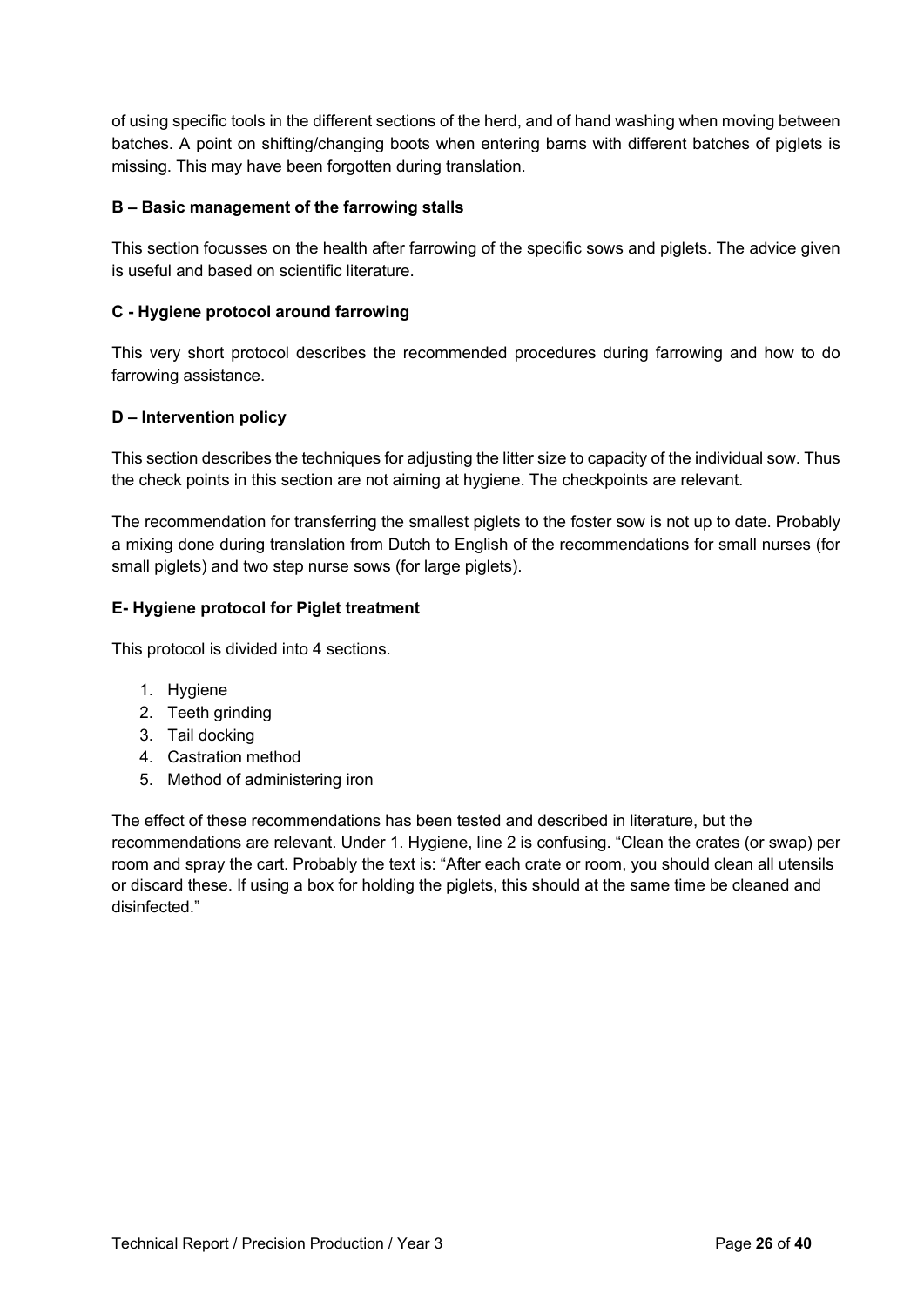of using specific tools in the different sections of the herd, and of hand washing when moving between batches. A point on shifting/changing boots when entering barns with different batches of piglets is missing. This may have been forgotten during translation.

### B – Basic management of the farrowing stalls

This section focusses on the health after farrowing of the specific sows and piglets. The advice given is useful and based on scientific literature.

### C - Hygiene protocol around farrowing

This very short protocol describes the recommended procedures during farrowing and how to do farrowing assistance.

### D – Intervention policy

This section describes the techniques for adjusting the litter size to capacity of the individual sow. Thus the check points in this section are not aiming at hygiene. The checkpoints are relevant.

The recommendation for transferring the smallest piglets to the foster sow is not up to date. Probably a mixing done during translation from Dutch to English of the recommendations for small nurses (for small piglets) and two step nurse sows (for large piglets).

### E- Hygiene protocol for Piglet treatment

This protocol is divided into 4 sections.

1. Hygiene
2. Teeth grinding
3. Tail docking
4. Castration method
5. Method of administering iron

The effect of these recommendations has been tested and described in literature, but the recommendations are relevant. Under 1. Hygiene, line 2 is confusing. "Clean the crates (or swap) per room and spray the cart. Probably the text is: "After each crate or room, you should clean all utensils or discard these. If using a box for holding the piglets, this should at the same time be cleaned and disinfected."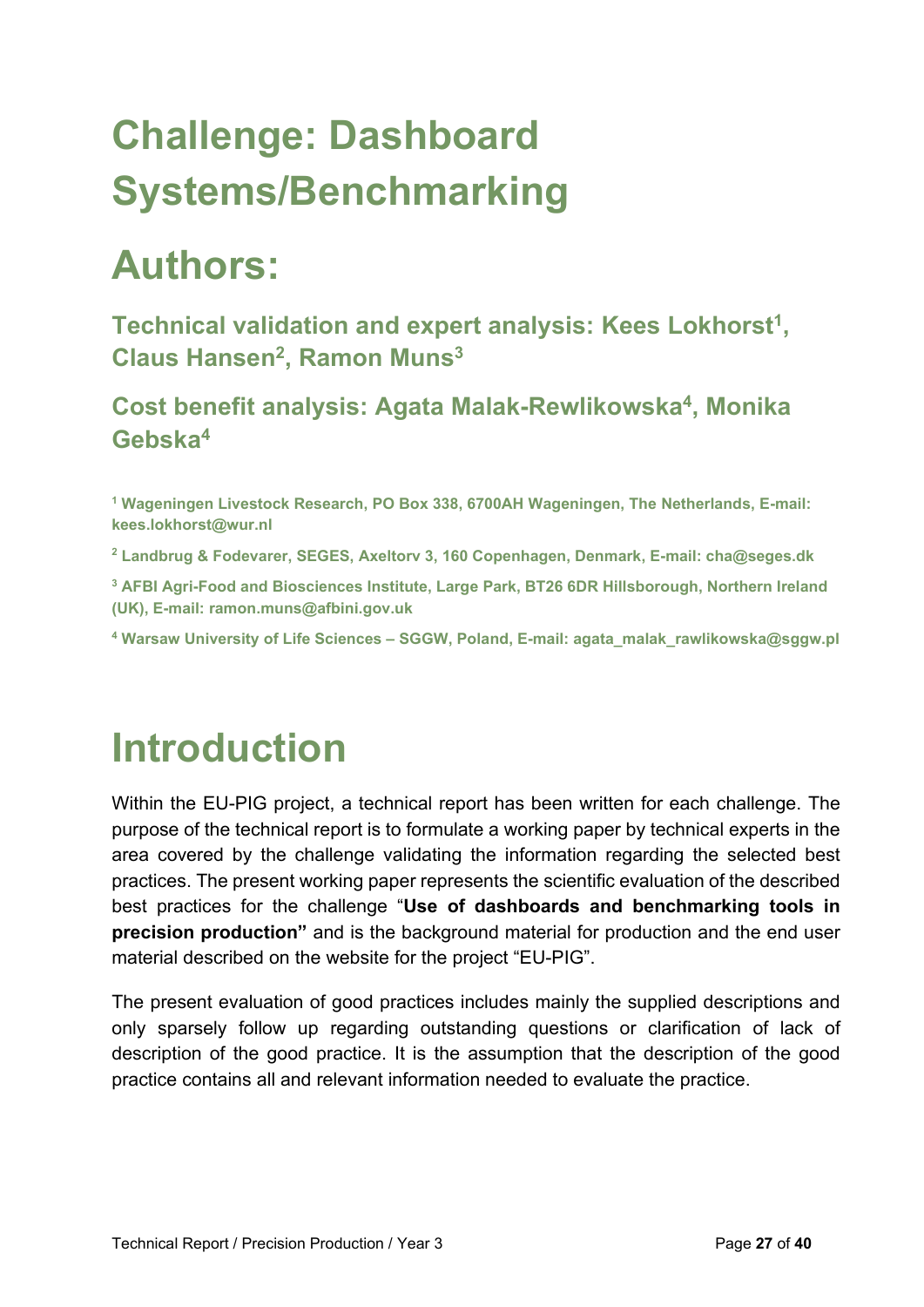# Challenge: Dashboard Systems/Benchmarking

# Authors:

### Technical validation and expert analysis: Kees Lokhorst[1], Claus Hansen[2], Ramon Muns[3]

### Cost benefit analysis: Agata Malak-Rewlikowska[4], Monika Gebska[4]

[1] Wageningen Livestock Research, PO Box 338, 6700AH Wageningen, The Netherlands, E-mail: kees.lokhorst@wur.nl

[2] Landbrug & Fodevarer, SEGES, Axeltorv 3, 160 Copenhagen, Denmark, E-mail: cha@seges.dk

[3] AFBI Agri-Food and Biosciences Institute, Large Park, BT26 6DR Hillsborough, Northern Ireland (UK), E-mail: ramon.muns@afbini.gov.uk

[4] Warsaw University of Life Sciences – SGGW, Poland, E-mail: agata_malak_rawlikowska@sggw.pl

# Introduction

Within the EU-PIG project, a technical report has been written for each challenge. The purpose of the technical report is to formulate a working paper by technical experts in the area covered by the challenge validating the information regarding the selected best practices. The present working paper represents the scientific evaluation of the described best practices for the challenge "**Use of dashboards and benchmarking tools in precision production"** and is the background material for production and the end user material described on the website for the project "EU-PIG".

The present evaluation of good practices includes mainly the supplied descriptions and only sparsely follow up regarding outstanding questions or clarification of lack of description of the good practice. It is the assumption that the description of the good practice contains all and relevant information needed to evaluate the practice.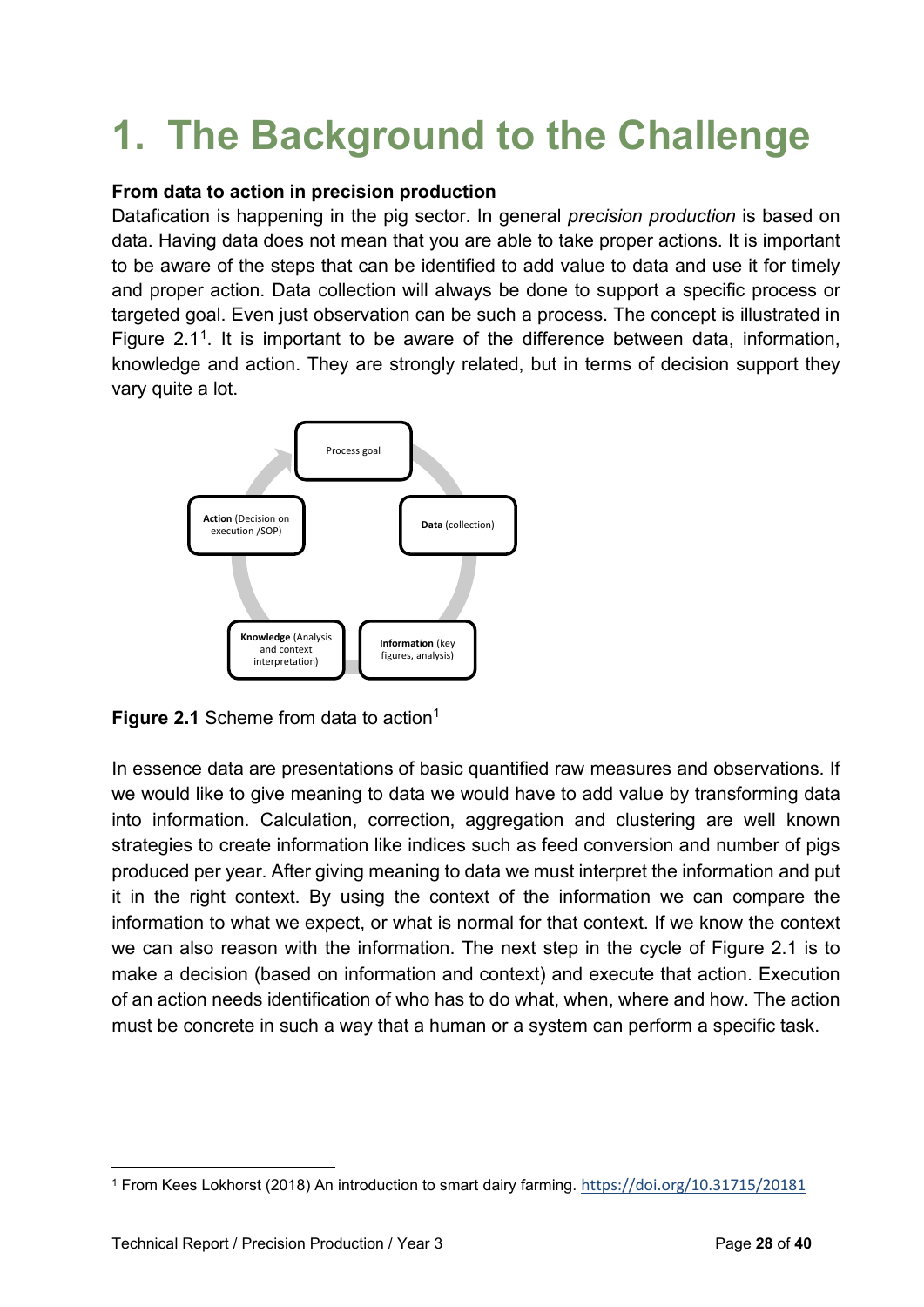# 1. The Background to the Challenge

**From data to action in precision production**

Datafication is happening in the pig sector. In general *precision production* is based on data. Having data does not mean that you are able to take proper actions. It is important to be aware of the steps that can be identified to add value to data and use it for timely and proper action. Data collection will always be done to support a specific process or targeted goal. Even just observation can be such a process. The concept is illustrated in Figure 2.1[1]. It is important to be aware of the difference between data, information, knowledge and action. They are strongly related, but in terms of decision support they vary quite a lot.

**Figure 2.1** Scheme from data to action[1]

In essence data are presentations of basic quantified raw measures and observations. If we would like to give meaning to data we would have to add value by transforming data into information. Calculation, correction, aggregation and clustering are well known strategies to create information like indices such as feed conversion and number of pigs produced per year. After giving meaning to data we must interpret the information and put it in the right context. By using the context of the information we can compare the information to what we expect, or what is normal for that context. If we know the context we can also reason with the information. The next step in the cycle of Figure 2.1 is to make a decision (based on information and context) and execute that action. Execution of an action needs identification of who has to do what, when, where and how. The action must be concrete in such a way that a human or a system can perform a specific task.

[1] From Kees Lokhorst (2018) An introduction to smart dairy farming. https://doi.org/10.31715/20181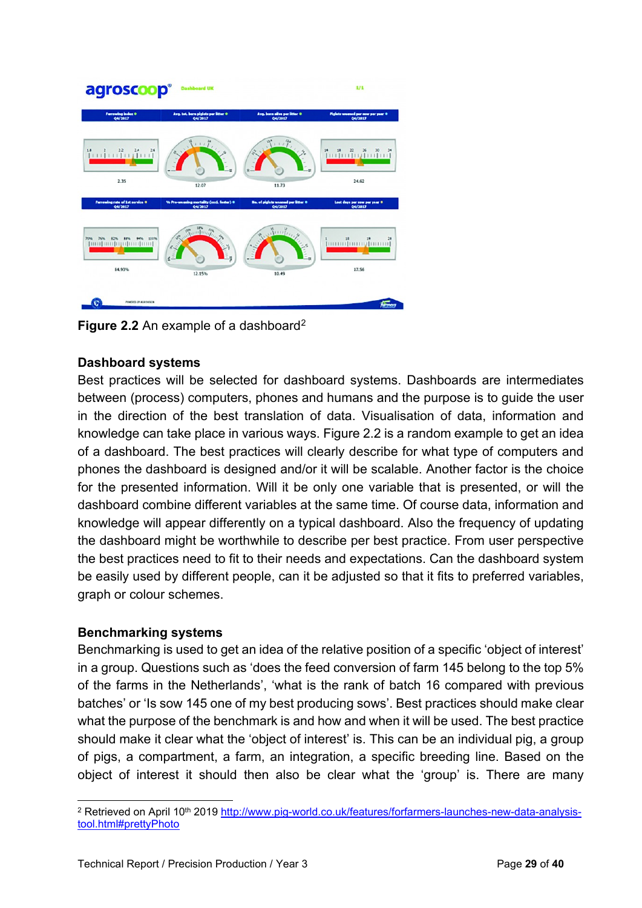**Figure 2.2** An example of a dashboard[2]

### Dashboard systems

Best practices will be selected for dashboard systems. Dashboards are intermediates between (process) computers, phones and humans and the purpose is to guide the user in the direction of the best translation of data. Visualisation of data, information and knowledge can take place in various ways. Figure 2.2 is a random example to get an idea of a dashboard. The best practices will clearly describe for what type of computers and phones the dashboard is designed and/or it will be scalable. Another factor is the choice for the presented information. Will it be only one variable that is presented, or will the dashboard combine different variables at the same time. Of course data, information and knowledge will appear differently on a typical dashboard. Also the frequency of updating the dashboard might be worthwhile to describe per best practice. From user perspective the best practices need to fit to their needs and expectations. Can the dashboard system be easily used by different people, can it be adjusted so that it fits to preferred variables, graph or colour schemes.

### Benchmarking systems

Benchmarking is used to get an idea of the relative position of a specific 'object of interest' in a group. Questions such as 'does the feed conversion of farm 145 belong to the top 5% of the farms in the Netherlands', 'what is the rank of batch 16 compared with previous batches' or 'Is sow 145 one of my best producing sows'. Best practices should make clear what the purpose of the benchmark is and how and when it will be used. The best practice should make it clear what the 'object of interest' is. This can be an individual pig, a group of pigs, a compartment, a farm, an integration, a specific breeding line. Based on the object of interest it should then also be clear what the 'group' is. There are many

---

[2] Retrieved on April 10th 2019 http://www.pig-world.co.uk/features/forfarmers-launches-new-data-analysis-tool.html#prettyPhoto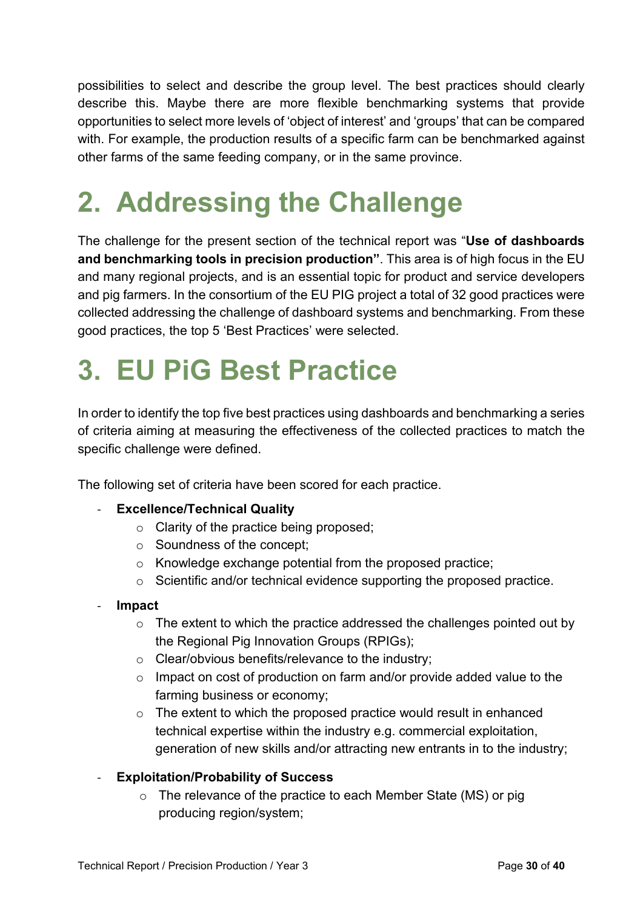possibilities to select and describe the group level. The best practices should clearly describe this. Maybe there are more flexible benchmarking systems that provide opportunities to select more levels of 'object of interest' and 'groups' that can be compared with. For example, the production results of a specific farm can be benchmarked against other farms of the same feeding company, or in the same province.

# 2. Addressing the Challenge

The challenge for the present section of the technical report was "**Use of dashboards and benchmarking tools in precision production"**. This area is of high focus in the EU and many regional projects, and is an essential topic for product and service developers and pig farmers. In the consortium of the EU PIG project a total of 32 good practices were collected addressing the challenge of dashboard systems and benchmarking. From these good practices, the top 5 'Best Practices' were selected.

# 3. EU PiG Best Practice

In order to identify the top five best practices using dashboards and benchmarking a series of criteria aiming at measuring the effectiveness of the collected practices to match the specific challenge were defined.

The following set of criteria have been scored for each practice.

- **Excellence/Technical Quality**
  - Clarity of the practice being proposed;
  - Soundness of the concept;
  - Knowledge exchange potential from the proposed practice;
  - Scientific and/or technical evidence supporting the proposed practice.
- **Impact**
  - The extent to which the practice addressed the challenges pointed out by the Regional Pig Innovation Groups (RPIGs);
  - Clear/obvious benefits/relevance to the industry;
  - Impact on cost of production on farm and/or provide added value to the farming business or economy;
  - The extent to which the proposed practice would result in enhanced technical expertise within the industry e.g. commercial exploitation, generation of new skills and/or attracting new entrants in to the industry;
- **Exploitation/Probability of Success**
  - The relevance of the practice to each Member State (MS) or pig producing region/system;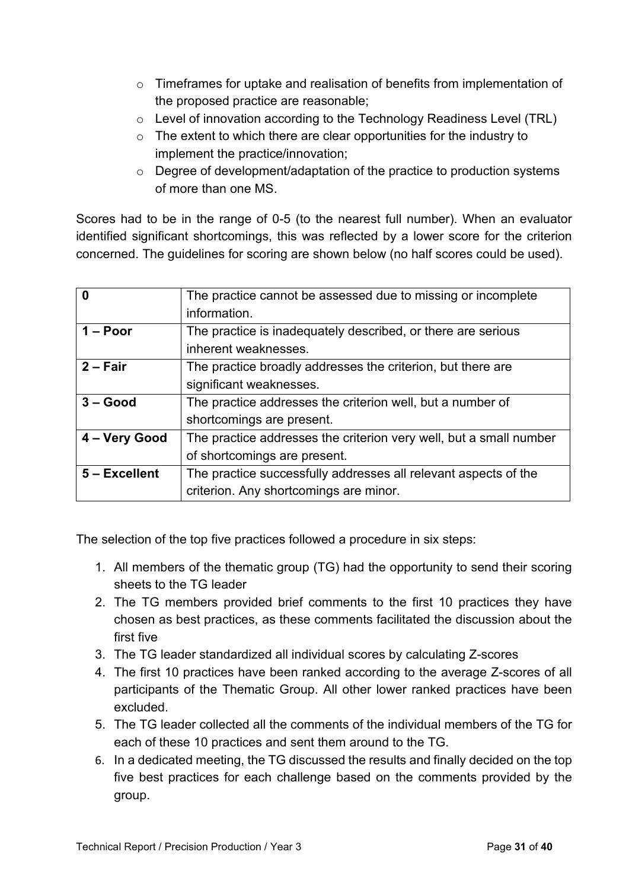- Timeframes for uptake and realisation of benefits from implementation of the proposed practice are reasonable;
- Level of innovation according to the Technology Readiness Level (TRL)
- The extent to which there are clear opportunities for the industry to implement the practice/innovation;
- Degree of development/adaptation of the practice to production systems of more than one MS.

Scores had to be in the range of 0-5 (to the nearest full number). When an evaluator identified significant shortcomings, this was reflected by a lower score for the criterion concerned. The guidelines for scoring are shown below (no half scores could be used).

| **0** | The practice cannot be assessed due to missing or incomplete information. |
|---|---|
| **1 – Poor** | The practice is inadequately described, or there are serious inherent weaknesses. |
| **2 – Fair** | The practice broadly addresses the criterion, but there are significant weaknesses. |
| **3 – Good** | The practice addresses the criterion well, but a number of shortcomings are present. |
| **4 – Very Good** | The practice addresses the criterion very well, but a small number of shortcomings are present. |
| **5 – Excellent** | The practice successfully addresses all relevant aspects of the criterion. Any shortcomings are minor. |

The selection of the top five practices followed a procedure in six steps:

1. All members of the thematic group (TG) had the opportunity to send their scoring sheets to the TG leader
2. The TG members provided brief comments to the first 10 practices they have chosen as best practices, as these comments facilitated the discussion about the first five
3. The TG leader standardized all individual scores by calculating Z-scores
4. The first 10 practices have been ranked according to the average Z-scores of all participants of the Thematic Group. All other lower ranked practices have been excluded.
5. The TG leader collected all the comments of the individual members of the TG for each of these 10 practices and sent them around to the TG.
6. In a dedicated meeting, the TG discussed the results and finally decided on the top five best practices for each challenge based on the comments provided by the group.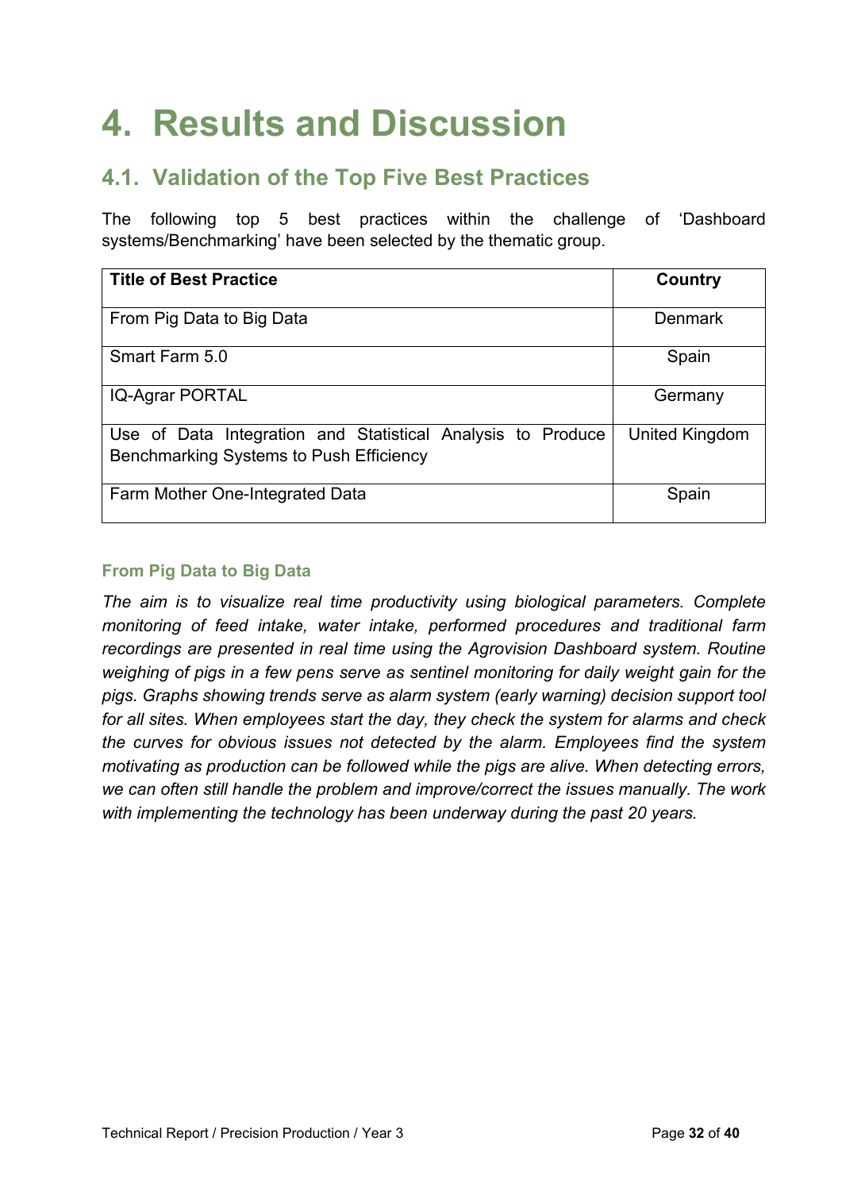# 4. Results and Discussion

## 4.1. Validation of the Top Five Best Practices

The following top 5 best practices within the challenge of 'Dashboard systems/Benchmarking' have been selected by the thematic group.

| Title of Best Practice | Country |
|---|---|
| From Pig Data to Big Data | Denmark |
| Smart Farm 5.0 | Spain |
| IQ-Agrar PORTAL | Germany |
| Use of Data Integration and Statistical Analysis to Produce Benchmarking Systems to Push Efficiency | United Kingdom |
| Farm Mother One-Integrated Data | Spain |

### From Pig Data to Big Data

*The aim is to visualize real time productivity using biological parameters. Complete monitoring of feed intake, water intake, performed procedures and traditional farm recordings are presented in real time using the Agrovision Dashboard system. Routine weighing of pigs in a few pens serve as sentinel monitoring for daily weight gain for the pigs. Graphs showing trends serve as alarm system (early warning) decision support tool for all sites. When employees start the day, they check the system for alarms and check the curves for obvious issues not detected by the alarm. Employees find the system motivating as production can be followed while the pigs are alive. When detecting errors, we can often still handle the problem and improve/correct the issues manually. The work with implementing the technology has been underway during the past 20 years.*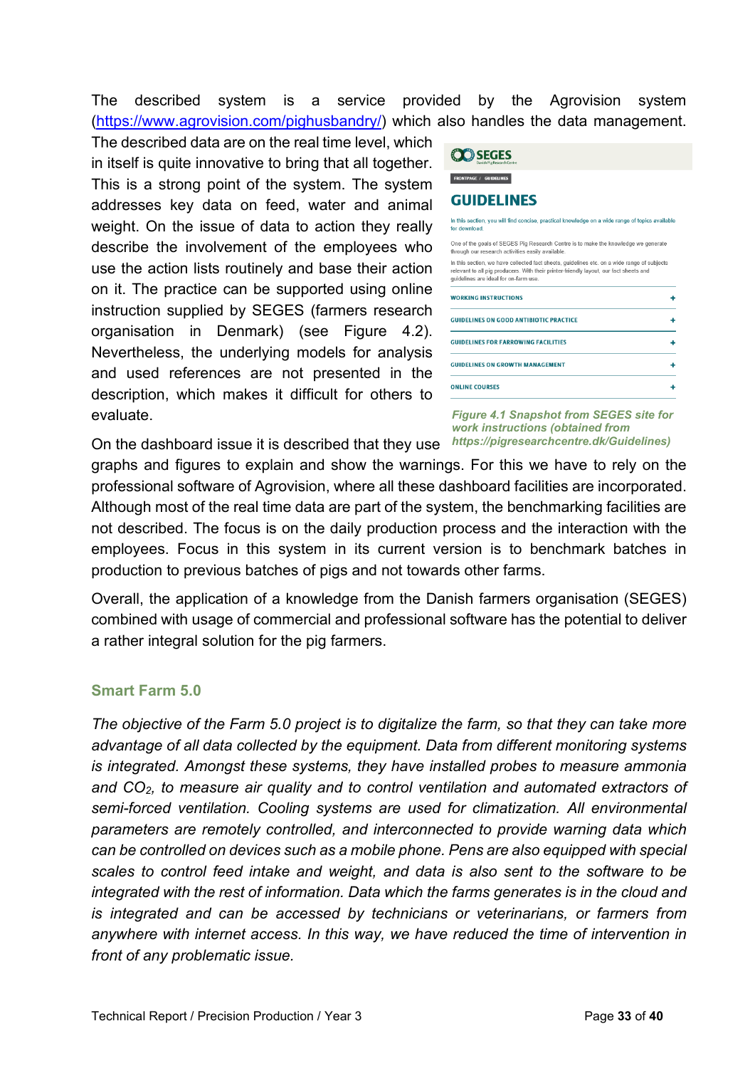The described system is a service provided by the Agrovision system (https://www.agrovision.com/pighusbandry/) which also handles the data management. The described data are on the real time level, which in itself is quite innovative to bring that all together. This is a strong point of the system. The system addresses key data on feed, water and animal weight. On the issue of data to action they really describe the involvement of the employees who use the action lists routinely and base their action on it. The practice can be supported using online instruction supplied by SEGES (farmers research organisation in Denmark) (see Figure 4.2). Nevertheless, the underlying models for analysis and used references are not presented in the description, which makes it difficult for others to evaluate.

*Figure 4.1 Snapshot from SEGES site for work instructions (obtained from https://pigresearchcentre.dk/Guidelines)*

On the dashboard issue it is described that they use graphs and figures to explain and show the warnings. For this we have to rely on the professional software of Agrovision, where all these dashboard facilities are incorporated. Although most of the real time data are part of the system, the benchmarking facilities are not described. The focus is on the daily production process and the interaction with the employees. Focus in this system in its current version is to benchmark batches in production to previous batches of pigs and not towards other farms.

Overall, the application of a knowledge from the Danish farmers organisation (SEGES) combined with usage of commercial and professional software has the potential to deliver a rather integral solution for the pig farmers.

### Smart Farm 5.0

*The objective of the Farm 5.0 project is to digitalize the farm, so that they can take more advantage of all data collected by the equipment. Data from different monitoring systems is integrated. Amongst these systems, they have installed probes to measure ammonia and $CO_2$, to measure air quality and to control ventilation and automated extractors of semi-forced ventilation. Cooling systems are used for climatization. All environmental parameters are remotely controlled, and interconnected to provide warning data which can be controlled on devices such as a mobile phone. Pens are also equipped with special scales to control feed intake and weight, and data is also sent to the software to be integrated with the rest of information. Data which the farms generates is in the cloud and is integrated and can be accessed by technicians or veterinarians, or farmers from anywhere with internet access. In this way, we have reduced the time of intervention in front of any problematic issue.*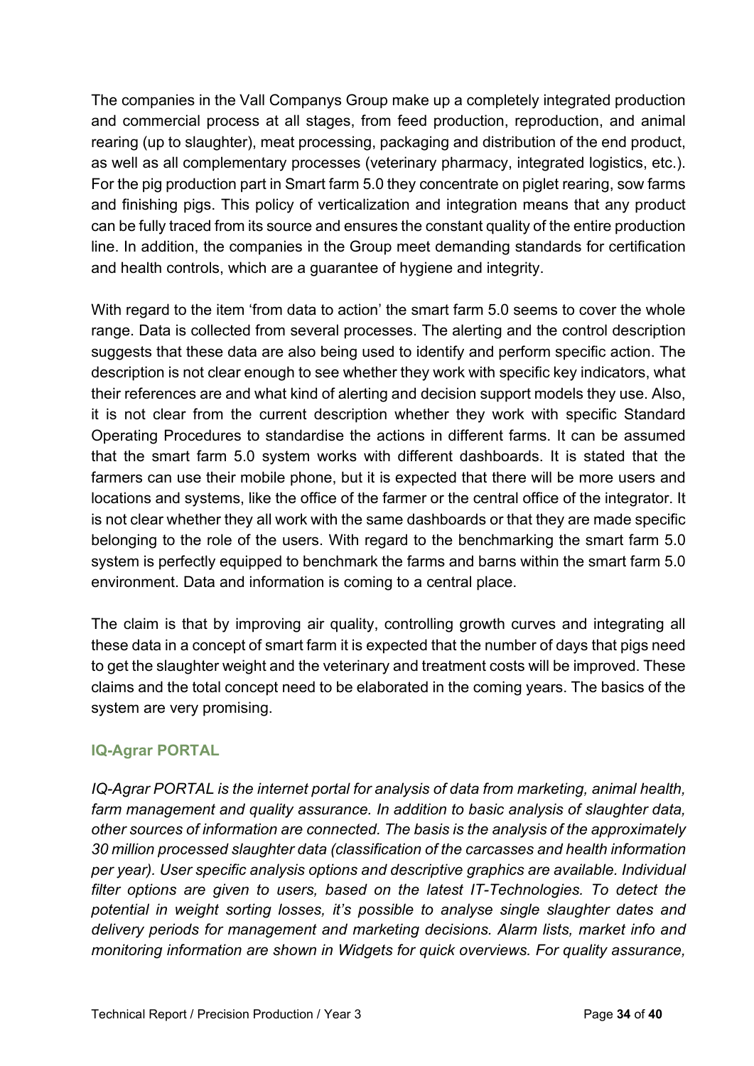The companies in the Vall Companys Group make up a completely integrated production and commercial process at all stages, from feed production, reproduction, and animal rearing (up to slaughter), meat processing, packaging and distribution of the end product, as well as all complementary processes (veterinary pharmacy, integrated logistics, etc.). For the pig production part in Smart farm 5.0 they concentrate on piglet rearing, sow farms and finishing pigs. This policy of verticalization and integration means that any product can be fully traced from its source and ensures the constant quality of the entire production line. In addition, the companies in the Group meet demanding standards for certification and health controls, which are a guarantee of hygiene and integrity.

With regard to the item 'from data to action' the smart farm 5.0 seems to cover the whole range. Data is collected from several processes. The alerting and the control description suggests that these data are also being used to identify and perform specific action. The description is not clear enough to see whether they work with specific key indicators, what their references are and what kind of alerting and decision support models they use. Also, it is not clear from the current description whether they work with specific Standard Operating Procedures to standardise the actions in different farms. It can be assumed that the smart farm 5.0 system works with different dashboards. It is stated that the farmers can use their mobile phone, but it is expected that there will be more users and locations and systems, like the office of the farmer or the central office of the integrator. It is not clear whether they all work with the same dashboards or that they are made specific belonging to the role of the users. With regard to the benchmarking the smart farm 5.0 system is perfectly equipped to benchmark the farms and barns within the smart farm 5.0 environment. Data and information is coming to a central place.

The claim is that by improving air quality, controlling growth curves and integrating all these data in a concept of smart farm it is expected that the number of days that pigs need to get the slaughter weight and the veterinary and treatment costs will be improved. These claims and the total concept need to be elaborated in the coming years. The basics of the system are very promising.

### IQ-Agrar PORTAL

*IQ-Agrar PORTAL is the internet portal for analysis of data from marketing, animal health, farm management and quality assurance. In addition to basic analysis of slaughter data, other sources of information are connected. The basis is the analysis of the approximately 30 million processed slaughter data (classification of the carcasses and health information per year). User specific analysis options and descriptive graphics are available. Individual filter options are given to users, based on the latest IT-Technologies. To detect the potential in weight sorting losses, it's possible to analyse single slaughter dates and delivery periods for management and marketing decisions. Alarm lists, market info and monitoring information are shown in Widgets for quick overviews. For quality assurance,*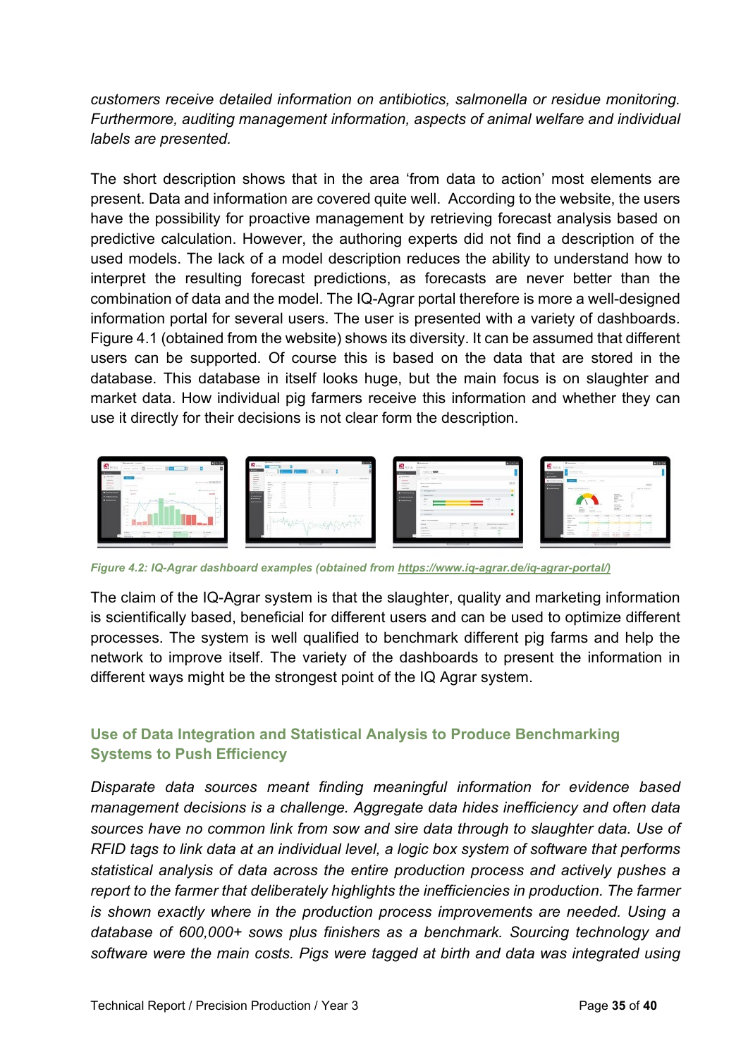*customers receive detailed information on antibiotics, salmonella or residue monitoring. Furthermore, auditing management information, aspects of animal welfare and individual labels are presented.*

The short description shows that in the area 'from data to action' most elements are present. Data and information are covered quite well. According to the website, the users have the possibility for proactive management by retrieving forecast analysis based on predictive calculation. However, the authoring experts did not find a description of the used models. The lack of a model description reduces the ability to understand how to interpret the resulting forecast predictions, as forecasts are never better than the combination of data and the model. The IQ-Agrar portal therefore is more a well-designed information portal for several users. The user is presented with a variety of dashboards. Figure 4.1 (obtained from the website) shows its diversity. It can be assumed that different users can be supported. Of course this is based on the data that are stored in the database. This database in itself looks huge, but the main focus is on slaughter and market data. How individual pig farmers receive this information and whether they can use it directly for their decisions is not clear form the description.

*Figure 4.2: IQ-Agrar dashboard examples (obtained from https://www.iq-agrar.de/iq-agrar-portal/)*

The claim of the IQ-Agrar system is that the slaughter, quality and marketing information is scientifically based, beneficial for different users and can be used to optimize different processes. The system is well qualified to benchmark different pig farms and help the network to improve itself. The variety of the dashboards to present the information in different ways might be the strongest point of the IQ Agrar system.

### Use of Data Integration and Statistical Analysis to Produce Benchmarking Systems to Push Efficiency

*Disparate data sources meant finding meaningful information for evidence based management decisions is a challenge. Aggregate data hides inefficiency and often data sources have no common link from sow and sire data through to slaughter data. Use of RFID tags to link data at an individual level, a logic box system of software that performs statistical analysis of data across the entire production process and actively pushes a report to the farmer that deliberately highlights the inefficiencies in production. The farmer is shown exactly where in the production process improvements are needed. Using a database of 600,000+ sows plus finishers as a benchmark. Sourcing technology and software were the main costs. Pigs were tagged at birth and data was integrated using*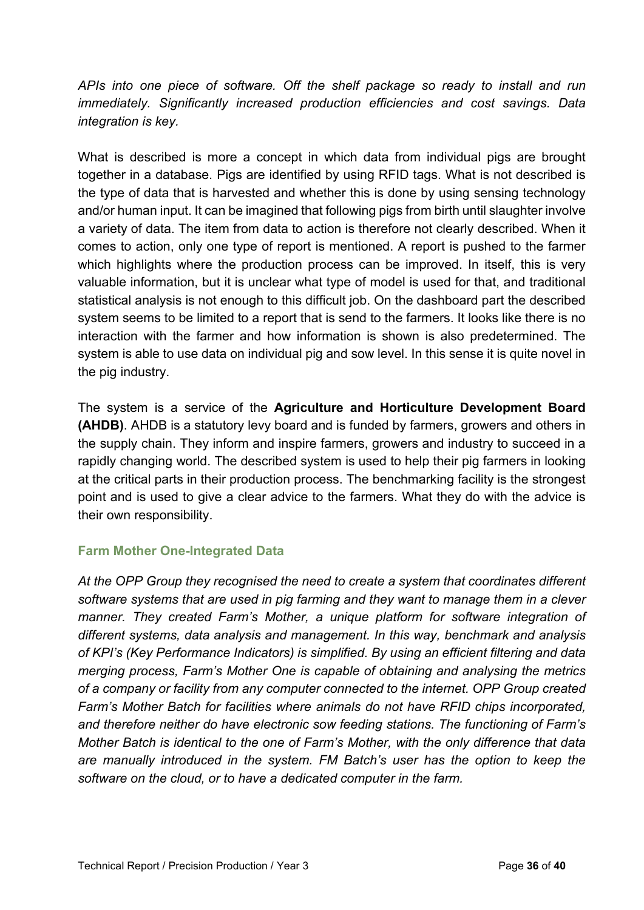*APIs into one piece of software. Off the shelf package so ready to install and run immediately. Significantly increased production efficiencies and cost savings. Data integration is key.*

What is described is more a concept in which data from individual pigs are brought together in a database. Pigs are identified by using RFID tags. What is not described is the type of data that is harvested and whether this is done by using sensing technology and/or human input. It can be imagined that following pigs from birth until slaughter involve a variety of data. The item from data to action is therefore not clearly described. When it comes to action, only one type of report is mentioned. A report is pushed to the farmer which highlights where the production process can be improved. In itself, this is very valuable information, but it is unclear what type of model is used for that, and traditional statistical analysis is not enough to this difficult job. On the dashboard part the described system seems to be limited to a report that is send to the farmers. It looks like there is no interaction with the farmer and how information is shown is also predetermined. The system is able to use data on individual pig and sow level. In this sense it is quite novel in the pig industry.

The system is a service of the **Agriculture and Horticulture Development Board (AHDB)**. AHDB is a statutory levy board and is funded by farmers, growers and others in the supply chain. They inform and inspire farmers, growers and industry to succeed in a rapidly changing world. The described system is used to help their pig farmers in looking at the critical parts in their production process. The benchmarking facility is the strongest point and is used to give a clear advice to the farmers. What they do with the advice is their own responsibility.

### Farm Mother One-Integrated Data

*At the OPP Group they recognised the need to create a system that coordinates different software systems that are used in pig farming and they want to manage them in a clever manner. They created Farm's Mother, a unique platform for software integration of different systems, data analysis and management. In this way, benchmark and analysis of KPI's (Key Performance Indicators) is simplified. By using an efficient filtering and data merging process, Farm's Mother One is capable of obtaining and analysing the metrics of a company or facility from any computer connected to the internet. OPP Group created Farm's Mother Batch for facilities where animals do not have RFID chips incorporated, and therefore neither do have electronic sow feeding stations. The functioning of Farm's Mother Batch is identical to the one of Farm's Mother, with the only difference that data are manually introduced in the system. FM Batch's user has the option to keep the software on the cloud, or to have a dedicated computer in the farm.*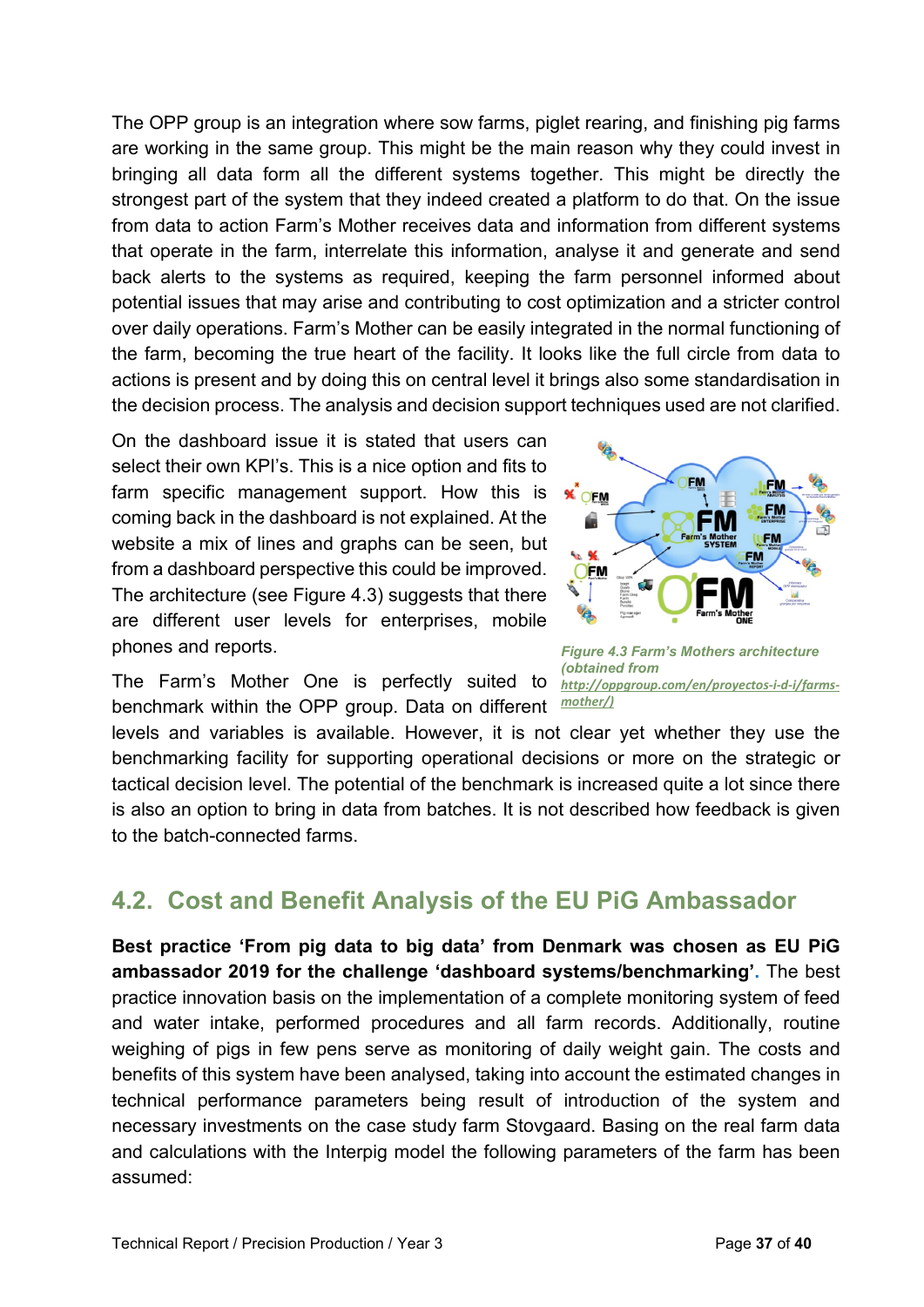The OPP group is an integration where sow farms, piglet rearing, and finishing pig farms are working in the same group. This might be the main reason why they could invest in bringing all data form all the different systems together. This might be directly the strongest part of the system that they indeed created a platform to do that. On the issue from data to action Farm's Mother receives data and information from different systems that operate in the farm, interrelate this information, analyse it and generate and send back alerts to the systems as required, keeping the farm personnel informed about potential issues that may arise and contributing to cost optimization and a stricter control over daily operations. Farm's Mother can be easily integrated in the normal functioning of the farm, becoming the true heart of the facility. It looks like the full circle from data to actions is present and by doing this on central level it brings also some standardisation in the decision process. The analysis and decision support techniques used are not clarified.

On the dashboard issue it is stated that users can select their own KPI's. This is a nice option and fits to farm specific management support. How this is coming back in the dashboard is not explained. At the website a mix of lines and graphs can be seen, but from a dashboard perspective this could be improved. The architecture (see Figure 4.3) suggests that there are different user levels for enterprises, mobile phones and reports.

*Figure 4.3 Farm's Mothers architecture (obtained from http://oppgroup.com/en/proyectos-i-d-i/farms-mother/)*

The Farm's Mother One is perfectly suited to benchmark within the OPP group. Data on different levels and variables is available. However, it is not clear yet whether they use the benchmarking facility for supporting operational decisions or more on the strategic or tactical decision level. The potential of the benchmark is increased quite a lot since there is also an option to bring in data from batches. It is not described how feedback is given to the batch-connected farms.

## 4.2. Cost and Benefit Analysis of the EU PiG Ambassador

**Best practice 'From pig data to big data' from Denmark was chosen as EU PiG ambassador 2019 for the challenge 'dashboard systems/benchmarking'.** The best practice innovation basis on the implementation of a complete monitoring system of feed and water intake, performed procedures and all farm records. Additionally, routine weighing of pigs in few pens serve as monitoring of daily weight gain. The costs and benefits of this system have been analysed, taking into account the estimated changes in technical performance parameters being result of introduction of the system and necessary investments on the case study farm Stovgaard. Basing on the real farm data and calculations with the Interpig model the following parameters of the farm has been assumed: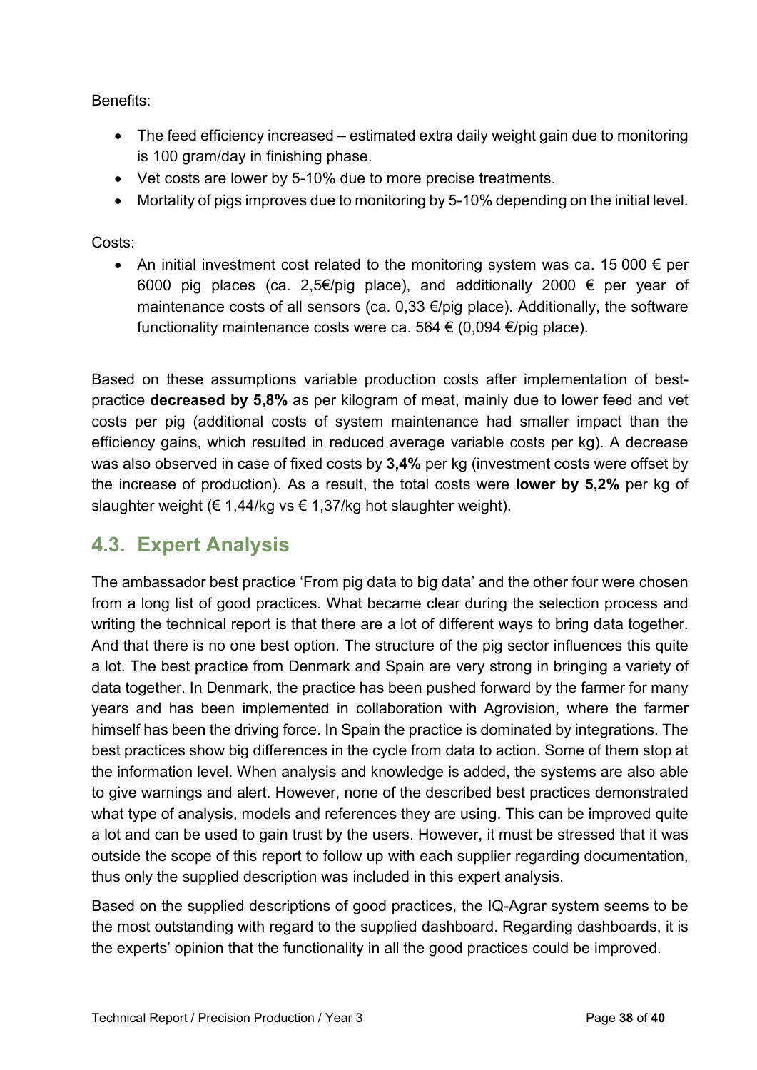Benefits:

- The feed efficiency increased – estimated extra daily weight gain due to monitoring is 100 gram/day in finishing phase.
- Vet costs are lower by 5-10% due to more precise treatments.
- Mortality of pigs improves due to monitoring by 5-10% depending on the initial level.

Costs:

- An initial investment cost related to the monitoring system was ca. 15 000 € per 6000 pig places (ca. 2,5€/pig place), and additionally 2000 € per year of maintenance costs of all sensors (ca. 0,33 €/pig place). Additionally, the software functionality maintenance costs were ca. 564 € (0,094 €/pig place).

Based on these assumptions variable production costs after implementation of best-practice **decreased by 5,8%** as per kilogram of meat, mainly due to lower feed and vet costs per pig (additional costs of system maintenance had smaller impact than the efficiency gains, which resulted in reduced average variable costs per kg). A decrease was also observed in case of fixed costs by **3,4%** per kg (investment costs were offset by the increase of production). As a result, the total costs were **lower by 5,2%** per kg of slaughter weight (€ 1,44/kg vs € 1,37/kg hot slaughter weight).

## 4.3. Expert Analysis

The ambassador best practice 'From pig data to big data' and the other four were chosen from a long list of good practices. What became clear during the selection process and writing the technical report is that there are a lot of different ways to bring data together. And that there is no one best option. The structure of the pig sector influences this quite a lot. The best practice from Denmark and Spain are very strong in bringing a variety of data together. In Denmark, the practice has been pushed forward by the farmer for many years and has been implemented in collaboration with Agrovision, where the farmer himself has been the driving force. In Spain the practice is dominated by integrations. The best practices show big differences in the cycle from data to action. Some of them stop at the information level. When analysis and knowledge is added, the systems are also able to give warnings and alert. However, none of the described best practices demonstrated what type of analysis, models and references they are using. This can be improved quite a lot and can be used to gain trust by the users. However, it must be stressed that it was outside the scope of this report to follow up with each supplier regarding documentation, thus only the supplied description was included in this expert analysis.

Based on the supplied descriptions of good practices, the IQ-Agrar system seems to be the most outstanding with regard to the supplied dashboard. Regarding dashboards, it is the experts' opinion that the functionality in all the good practices could be improved.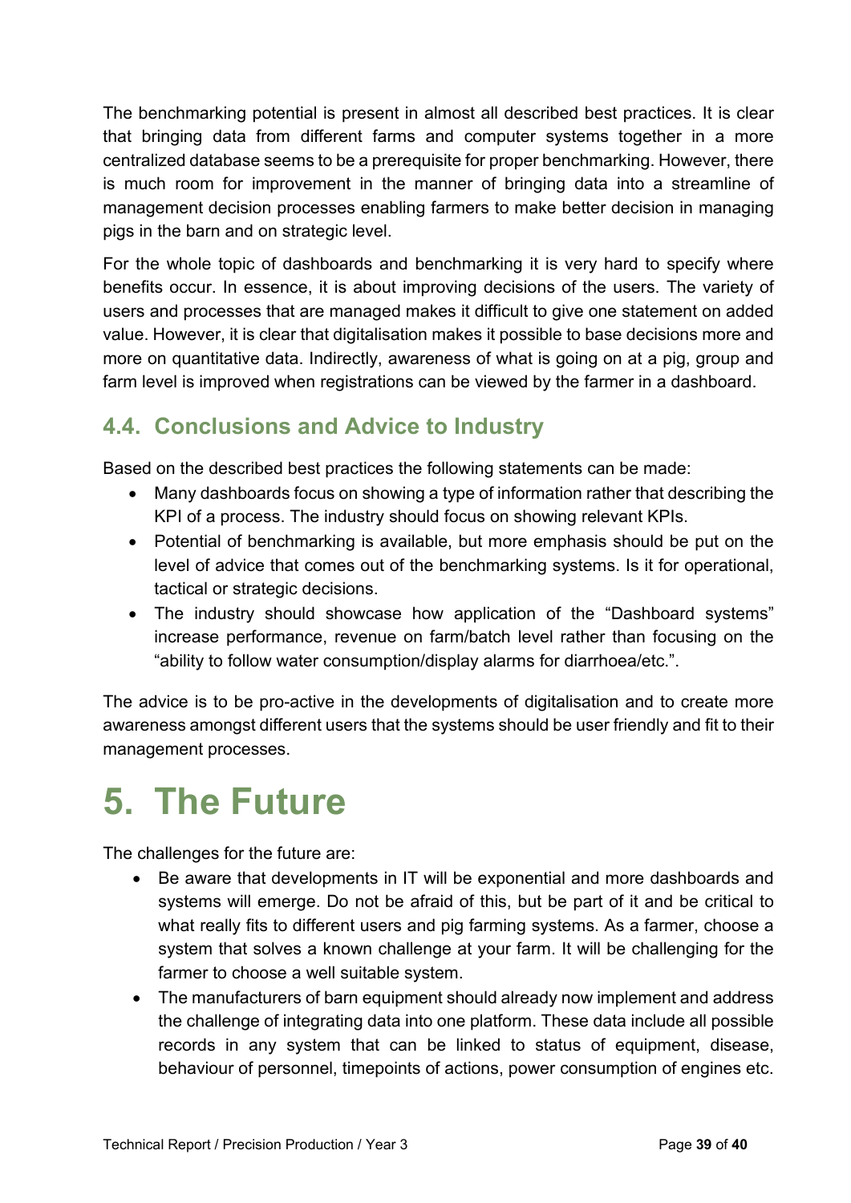The benchmarking potential is present in almost all described best practices. It is clear that bringing data from different farms and computer systems together in a more centralized database seems to be a prerequisite for proper benchmarking. However, there is much room for improvement in the manner of bringing data into a streamline of management decision processes enabling farmers to make better decision in managing pigs in the barn and on strategic level.

For the whole topic of dashboards and benchmarking it is very hard to specify where benefits occur. In essence, it is about improving decisions of the users. The variety of users and processes that are managed makes it difficult to give one statement on added value. However, it is clear that digitalisation makes it possible to base decisions more and more on quantitative data. Indirectly, awareness of what is going on at a pig, group and farm level is improved when registrations can be viewed by the farmer in a dashboard.

## 4.4. Conclusions and Advice to Industry

Based on the described best practices the following statements can be made:

- Many dashboards focus on showing a type of information rather that describing the KPI of a process. The industry should focus on showing relevant KPIs.
- Potential of benchmarking is available, but more emphasis should be put on the level of advice that comes out of the benchmarking systems. Is it for operational, tactical or strategic decisions.
- The industry should showcase how application of the "Dashboard systems" increase performance, revenue on farm/batch level rather than focusing on the "ability to follow water consumption/display alarms for diarrhoea/etc.".

The advice is to be pro-active in the developments of digitalisation and to create more awareness amongst different users that the systems should be user friendly and fit to their management processes.

# 5. The Future

The challenges for the future are:

- Be aware that developments in IT will be exponential and more dashboards and systems will emerge. Do not be afraid of this, but be part of it and be critical to what really fits to different users and pig farming systems. As a farmer, choose a system that solves a known challenge at your farm. It will be challenging for the farmer to choose a well suitable system.
- The manufacturers of barn equipment should already now implement and address the challenge of integrating data into one platform. These data include all possible records in any system that can be linked to status of equipment, disease, behaviour of personnel, timepoints of actions, power consumption of engines etc.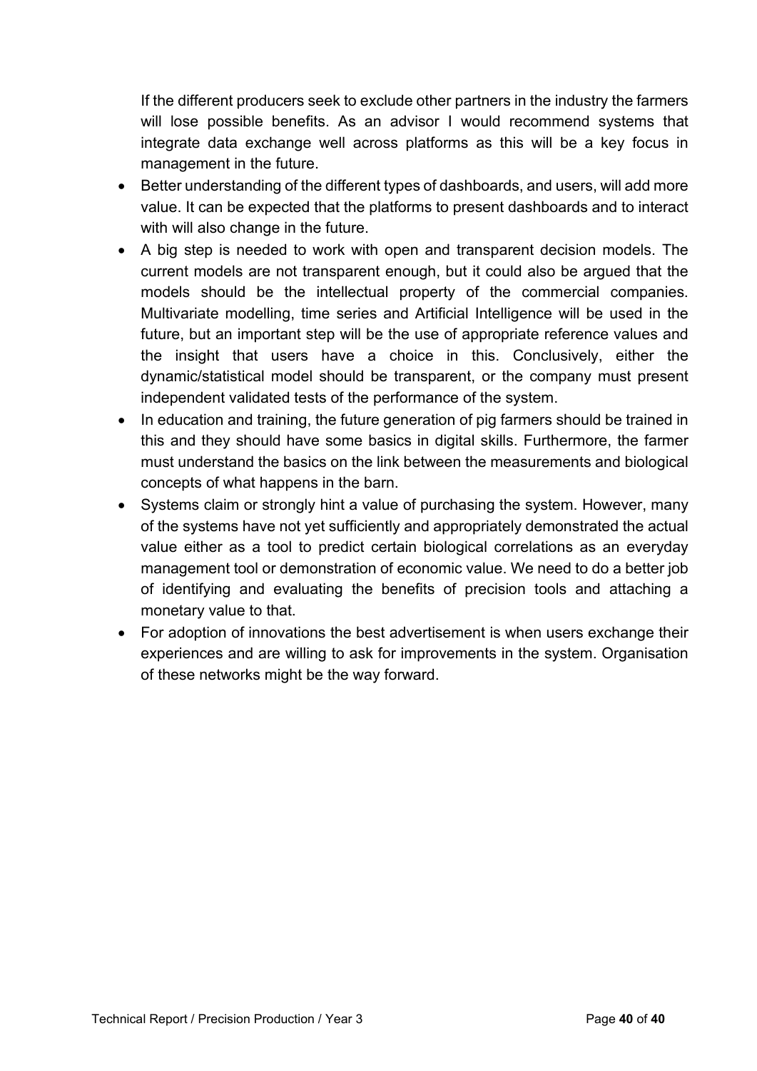If the different producers seek to exclude other partners in the industry the farmers will lose possible benefits. As an advisor I would recommend systems that integrate data exchange well across platforms as this will be a key focus in management in the future.

- Better understanding of the different types of dashboards, and users, will add more value. It can be expected that the platforms to present dashboards and to interact with will also change in the future.
- A big step is needed to work with open and transparent decision models. The current models are not transparent enough, but it could also be argued that the models should be the intellectual property of the commercial companies. Multivariate modelling, time series and Artificial Intelligence will be used in the future, but an important step will be the use of appropriate reference values and the insight that users have a choice in this. Conclusively, either the dynamic/statistical model should be transparent, or the company must present independent validated tests of the performance of the system.
- In education and training, the future generation of pig farmers should be trained in this and they should have some basics in digital skills. Furthermore, the farmer must understand the basics on the link between the measurements and biological concepts of what happens in the barn.
- Systems claim or strongly hint a value of purchasing the system. However, many of the systems have not yet sufficiently and appropriately demonstrated the actual value either as a tool to predict certain biological correlations as an everyday management tool or demonstration of economic value. We need to do a better job of identifying and evaluating the benefits of precision tools and attaching a monetary value to that.
- For adoption of innovations the best advertisement is when users exchange their experiences and are willing to ask for improvements in the system. Organisation of these networks might be the way forward.